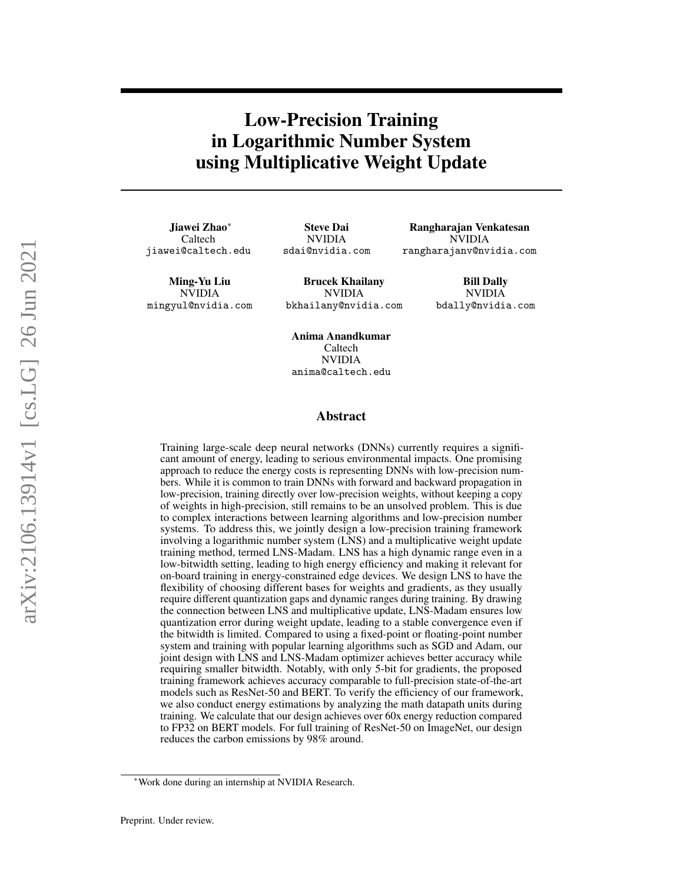# Low-Precision Training in Logarithmic Number System using Multiplicative Weight Update

**Jiawei Zhao**[*]
Caltech
jiawei@caltech.edu

**Steve Dai**
NVIDIA
sdai@nvidia.com

**Rangharajan Venkatesan**
NVIDIA
rangharajanv@nvidia.com

**Ming-Yu Liu**
NVIDIA
mingyul@nvidia.com

**Brucek Khailany**
NVIDIA
bkhailany@nvidia.com

**Bill Dally**
NVIDIA
bdally@nvidia.com

**Anima Anandkumar**
Caltech
NVIDIA
anima@caltech.edu

## Abstract

Training large-scale deep neural networks (DNNs) currently requires a significant amount of energy, leading to serious environmental impacts. One promising approach to reduce the energy costs is representing DNNs with low-precision numbers. While it is common to train DNNs with forward and backward propagation in low-precision, training directly over low-precision weights, without keeping a copy of weights in high-precision, still remains to be an unsolved problem. This is due to complex interactions between learning algorithms and low-precision number systems. To address this, we jointly design a low-precision training framework involving a logarithmic number system (LNS) and a multiplicative weight update training method, termed LNS-Madam. LNS has a high dynamic range even in a low-bitwidth setting, leading to high energy efficiency and making it relevant for on-board training in energy-constrained edge devices. We design LNS to have the flexibility of choosing different bases for weights and gradients, as they usually require different quantization gaps and dynamic ranges during training. By drawing the connection between LNS and multiplicative update, LNS-Madam ensures low quantization error during weight update, leading to a stable convergence even if the bitwidth is limited. Compared to using a fixed-point or floating-point number system and training with popular learning algorithms such as SGD and Adam, our joint design with LNS and LNS-Madam optimizer achieves better accuracy while requiring smaller bitwidth. Notably, with only 5-bit for gradients, the proposed training framework achieves accuracy comparable to full-precision state-of-the-art models such as ResNet-50 and BERT. To verify the efficiency of our framework, we also conduct energy estimations by analyzing the math datapath units during training. We calculate that our design achieves over 60x energy reduction compared to FP32 on BERT models. For full training of ResNet-50 on ImageNet, our design reduces the carbon emissions by 98% around.

[*] Work done during an internship at NVIDIA Research.

Preprint. Under review.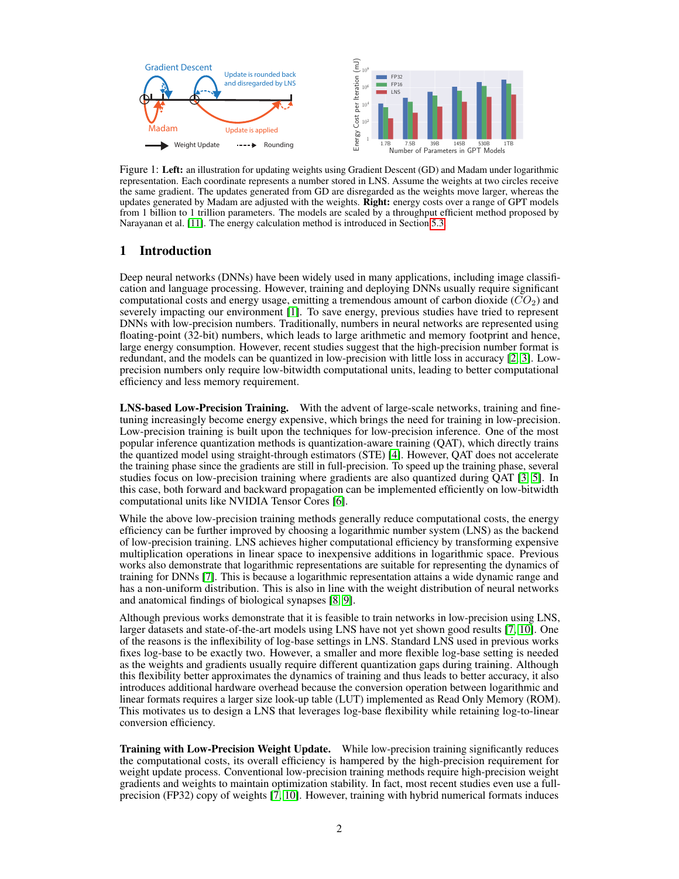Figure 1: **Left:** an illustration for updating weights using Gradient Descent (GD) and Madam under logarithmic representation. Each coordinate represents a number stored in LNS. Assume the weights at two circles receive the same gradient. The updates generated from GD are disregarded as the weights move larger, whereas the updates generated by Madam are adjusted with the weights. **Right:** energy costs over a range of GPT models from 1 billion to 1 trillion parameters. The models are scaled by a throughput efficient method proposed by Narayanan et al. [11]. The energy calculation method is introduced in Section 5.3.

## 1 Introduction

Deep neural networks (DNNs) have been widely used in many applications, including image classification and language processing. However, training and deploying DNNs usually require significant computational costs and energy usage, emitting a tremendous amount of carbon dioxide ($CO_2$) and severely impacting our environment [1]. To save energy, previous studies have tried to represent DNNs with low-precision numbers. Traditionally, numbers in neural networks are represented using floating-point (32-bit) numbers, which leads to large arithmetic and memory footprint and hence, large energy consumption. However, recent studies suggest that the high-precision number format is redundant, and the models can be quantized in low-precision with little loss in accuracy [2, 3]. Low-precision numbers only require low-bitwidth computational units, leading to better computational efficiency and less memory requirement.

**LNS-based Low-Precision Training.** With the advent of large-scale networks, training and fine-tuning increasingly become energy expensive, which brings the need for training in low-precision. Low-precision training is built upon the techniques for low-precision inference. One of the most popular inference quantization methods is quantization-aware training (QAT), which directly trains the quantized model using straight-through estimators (STE) [4]. However, QAT does not accelerate the training phase since the gradients are still in full-precision. To speed up the training phase, several studies focus on low-precision training where gradients are also quantized during QAT [3, 5]. In this case, both forward and backward propagation can be implemented efficiently on low-bitwidth computational units like NVIDIA Tensor Cores [6].

While the above low-precision training methods generally reduce computational costs, the energy efficiency can be further improved by choosing a logarithmic number system (LNS) as the backend of low-precision training. LNS achieves higher computational efficiency by transforming expensive multiplication operations in linear space to inexpensive additions in logarithmic space. Previous works also demonstrate that logarithmic representations are suitable for representing the dynamics of training for DNNs [7]. This is because a logarithmic representation attains a wide dynamic range and has a non-uniform distribution. This is also in line with the weight distribution of neural networks and anatomical findings of biological synapses [8, 9].

Although previous works demonstrate that it is feasible to train networks in low-precision using LNS, larger datasets and state-of-the-art models using LNS have not yet shown good results [7, 10]. One of the reasons is the inflexibility of log-base settings in LNS. Standard LNS used in previous works fixes log-base to be exactly two. However, a smaller and more flexible log-base setting is needed as the weights and gradients usually require different quantization gaps during training. Although this flexibility better approximates the dynamics of training and thus leads to better accuracy, it also introduces additional hardware overhead because the conversion operation between logarithmic and linear formats requires a larger size look-up table (LUT) implemented as Read Only Memory (ROM). This motivates us to design a LNS that leverages log-base flexibility while retaining log-to-linear conversion efficiency.

**Training with Low-Precision Weight Update.** While low-precision training significantly reduces the computational costs, its overall efficiency is hampered by the high-precision requirement for weight update process. Conventional low-precision training methods require high-precision weight gradients and weights to maintain optimization stability. In fact, most recent studies even use a full-precision (FP32) copy of weights [7, 10]. However, training with hybrid numerical formats induces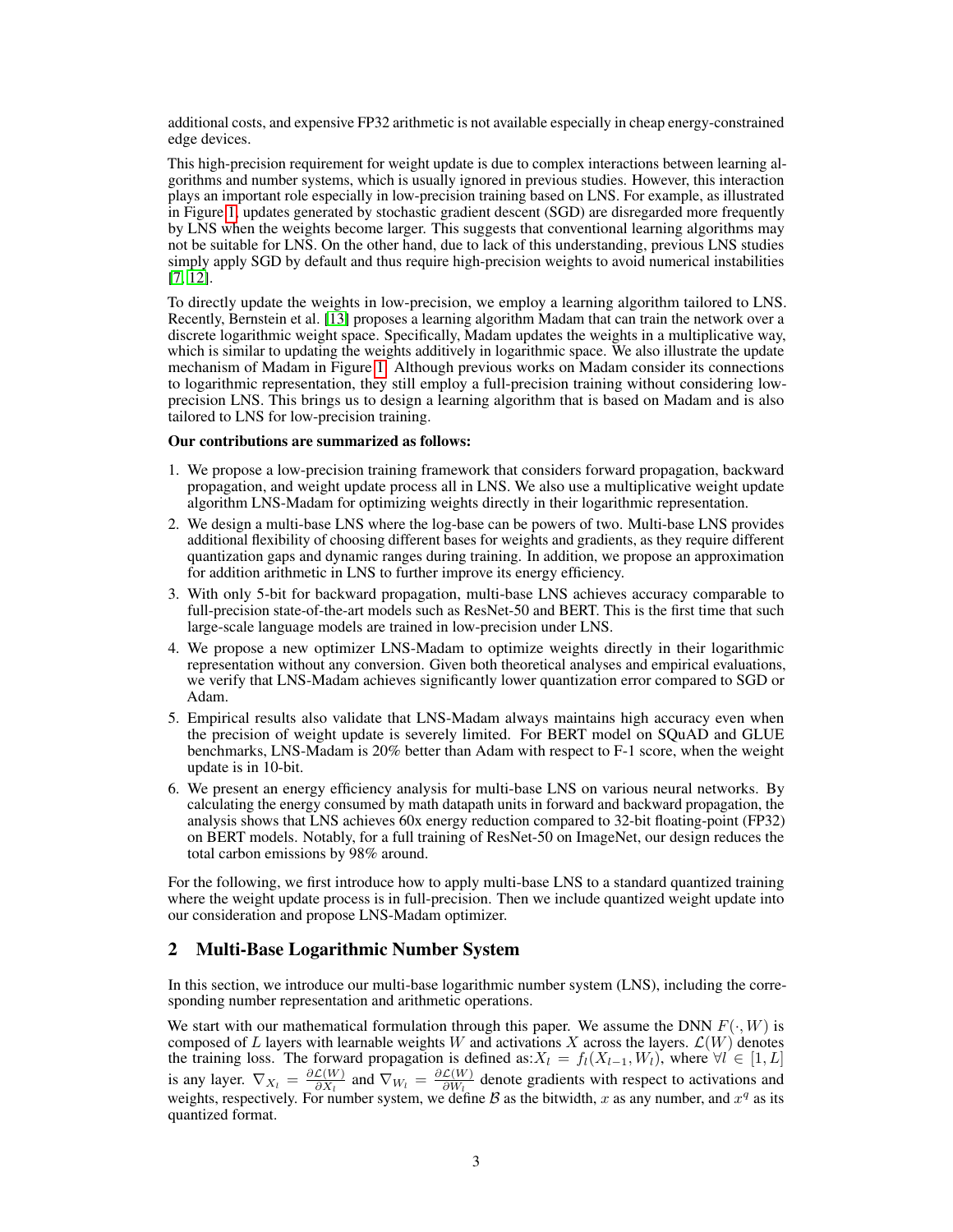additional costs, and expensive FP32 arithmetic is not available especially in cheap energy-constrained edge devices.

This high-precision requirement for weight update is due to complex interactions between learning algorithms and number systems, which is usually ignored in previous studies. However, this interaction plays an important role especially in low-precision training based on LNS. For example, as illustrated in Figure 1, updates generated by stochastic gradient descent (SGD) are disregarded more frequently by LNS when the weights become larger. This suggests that conventional learning algorithms may not be suitable for LNS. On the other hand, due to lack of this understanding, previous LNS studies simply apply SGD by default and thus require high-precision weights to avoid numerical instabilities [7, 12].

To directly update the weights in low-precision, we employ a learning algorithm tailored to LNS. Recently, Bernstein et al. [13] proposes a learning algorithm Madam that can train the network over a discrete logarithmic weight space. Specifically, Madam updates the weights in a multiplicative way, which is similar to updating the weights additively in logarithmic space. We also illustrate the update mechanism of Madam in Figure 1. Although previous works on Madam consider its connections to logarithmic representation, they still employ a full-precision training without considering low-precision LNS. This brings us to design a learning algorithm that is based on Madam and is also tailored to LNS for low-precision training.

**Our contributions are summarized as follows:**

1. We propose a low-precision training framework that considers forward propagation, backward propagation, and weight update process all in LNS. We also use a multiplicative weight update algorithm LNS-Madam for optimizing weights directly in their logarithmic representation.
2. We design a multi-base LNS where the log-base can be powers of two. Multi-base LNS provides additional flexibility of choosing different bases for weights and gradients, as they require different quantization gaps and dynamic ranges during training. In addition, we propose an approximation for addition arithmetic in LNS to further improve its energy efficiency.
3. With only 5-bit for backward propagation, multi-base LNS achieves accuracy comparable to full-precision state-of-the-art models such as ResNet-50 and BERT. This is the first time that such large-scale language models are trained in low-precision under LNS.
4. We propose a new optimizer LNS-Madam to optimize weights directly in their logarithmic representation without any conversion. Given both theoretical analyses and empirical evaluations, we verify that LNS-Madam achieves significantly lower quantization error compared to SGD or Adam.
5. Empirical results also validate that LNS-Madam always maintains high accuracy even when the precision of weight update is severely limited. For BERT model on SQuAD and GLUE benchmarks, LNS-Madam is 20% better than Adam with respect to F-1 score, when the weight update is in 10-bit.
6. We present an energy efficiency analysis for multi-base LNS on various neural networks. By calculating the energy consumed by math datapath units in forward and backward propagation, the analysis shows that LNS achieves 60x energy reduction compared to 32-bit floating-point (FP32) on BERT models. Notably, for a full training of ResNet-50 on ImageNet, our design reduces the total carbon emissions by 98% around.

For the following, we first introduce how to apply multi-base LNS to a standard quantized training where the weight update process is in full-precision. Then we include quantized weight update into our consideration and propose LNS-Madam optimizer.

## 2 Multi-Base Logarithmic Number System

In this section, we introduce our multi-base logarithmic number system (LNS), including the corresponding number representation and arithmetic operations.

We start with our mathematical formulation through this paper. We assume the DNN $F(\cdot, W)$ is composed of $L$ layers with learnable weights $W$ and activations $X$ across the layers. $\mathcal{L}(W)$ denotes the training loss. The forward propagation is defined as: $X_l = f_l(X_{l-1}, W_l)$, where $\forall l \in [1, L]$ is any layer. $\nabla_{X_l} = \frac{\partial \mathcal{L}(W)}{\partial X_l}$ and $\nabla_{W_l} = \frac{\partial \mathcal{L}(W)}{\partial W_l}$ denote gradients with respect to activations and weights, respectively. For number system, we define $\mathcal{B}$ as the bitwidth, $x$ as any number, and $x^q$ as its quantized format.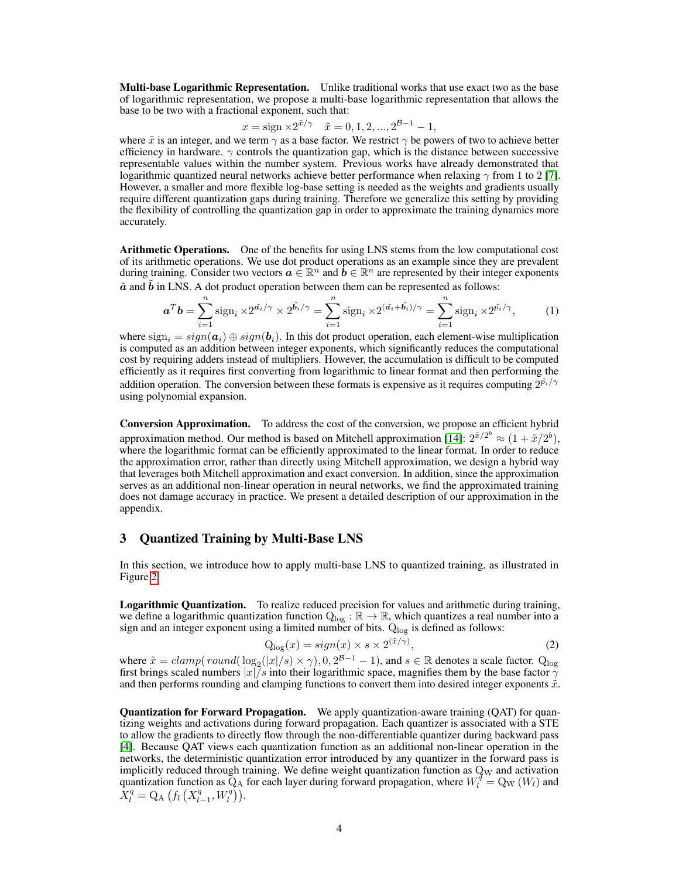**Multi-base Logarithmic Representation.** Unlike traditional works that use exact two as the base of logarithmic representation, we propose a multi-base logarithmic representation that allows the base to be two with a fractional exponent, such that:

$$x = \text{sign} \times 2^{\tilde{x}/\gamma} \quad \tilde{x} = 0, 1, 2, ..., 2^{\mathcal{B}-1} - 1,$$

where $\tilde{x}$ is an integer, and we term $\gamma$ as a base factor. We restrict $\gamma$ be powers of two to achieve better efficiency in hardware. $\gamma$ controls the quantization gap, which is the distance between successive representable values within the number system. Previous works have already demonstrated that logarithmic quantized neural networks achieve better performance when relaxing $\gamma$ from 1 to 2 [7]. However, a smaller and more flexible log-base setting is needed as the weights and gradients usually require different quantization gaps during training. Therefore we generalize this setting by providing the flexibility of controlling the quantization gap in order to approximate the training dynamics more accurately.

**Arithmetic Operations.** One of the benefits for using LNS stems from the low computational cost of its arithmetic operations. We use dot product operations as an example since they are prevalent during training. Consider two vectors $\boldsymbol{a} \in \mathbb{R}^n$ and $\boldsymbol{b} \in \mathbb{R}^n$ are represented by their integer exponents $\tilde{\boldsymbol{a}}$ and $\tilde{\boldsymbol{b}}$ in LNS. A dot product operation between them can be represented as follows:

$$\boldsymbol{a}^T \boldsymbol{b} = \sum_{i=1}^{n} \text{sign}_i \times 2^{\tilde{\boldsymbol{a}_i}/\gamma} \times 2^{\tilde{\boldsymbol{b}_i}/\gamma} = \sum_{i=1}^{n} \text{sign}_i \times 2^{(\tilde{\boldsymbol{a}_i} + \tilde{\boldsymbol{b}_i})/\gamma} = \sum_{i=1}^{n} \text{sign}_i \times 2^{\tilde{p_i}/\gamma}, \tag{1}$$

where $\text{sign}_i = sign(\boldsymbol{a}_i) \oplus sign(\boldsymbol{b}_i)$. In this dot product operation, each element-wise multiplication is computed as an addition between integer exponents, which significantly reduces the computational cost by requiring adders instead of multipliers. However, the accumulation is difficult to be computed efficiently as it requires first converting from logarithmic to linear format and then performing the addition operation. The conversion between these formats is expensive as it requires computing $2^{\tilde{p_i}/\gamma}$ using polynomial expansion.

**Conversion Approximation.** To address the cost of the conversion, we propose an efficient hybrid approximation method. Our method is based on Mitchell approximation [14]: $2^{\tilde{x}/2^b} \approx (1 + \tilde{x}/2^b)$, where the logarithmic format can be efficiently approximated to the linear format. In order to reduce the approximation error, rather than directly using Mitchell approximation, we design a hybrid way that leverages both Mitchell approximation and exact conversion. In addition, since the approximation serves as an additional non-linear operation in neural networks, we find the approximated training does not damage accuracy in practice. We present a detailed description of our approximation in the appendix.

## 3 Quantized Training by Multi-Base LNS

In this section, we introduce how to apply multi-base LNS to quantized training, as illustrated in Figure 2.

**Logarithmic Quantization.** To realize reduced precision for values and arithmetic during training, we define a logarithmic quantization function $\text{Q}_{\log} : \mathbb{R} \to \mathbb{R}$, which quantizes a real number into a sign and an integer exponent using a limited number of bits. $\text{Q}_{\log}$ is defined as follows:

$$\text{Q}_{\log}(x) = sign(x) \times s \times 2^{(\tilde{x}/\gamma)}, \tag{2}$$

where $\tilde{x} = clamp(\,round(\log_2(|x|/s) \times \gamma), 0, 2^{\mathcal{B}-1} - 1)$, and $s \in \mathbb{R}$ denotes a scale factor. $\text{Q}_{\log}$ first brings scaled numbers $|x|/s$ into their logarithmic space, magnifies them by the base factor $\gamma$ and then performs rounding and clamping functions to convert them into desired integer exponents $\tilde{x}$.

**Quantization for Forward Propagation.** We apply quantization-aware training (QAT) for quantizing weights and activations during forward propagation. Each quantizer is associated with a STE to allow the gradients to directly flow through the non-differentiable quantizer during backward pass [4]. Because QAT views each quantization function as an additional non-linear operation in the networks, the deterministic quantization error introduced by any quantizer in the forward pass is implicitly reduced through training. We define weight quantization function as $\text{Q}_\text{W}$ and activation quantization function as $\text{Q}_\text{A}$ for each layer during forward propagation, where $W_l^q = \text{Q}_\text{W}(W_l)$ and $X_l^q = \text{Q}_\text{A}\left(f_l\left(X_{l-1}^q, W_l^q\right)\right)$.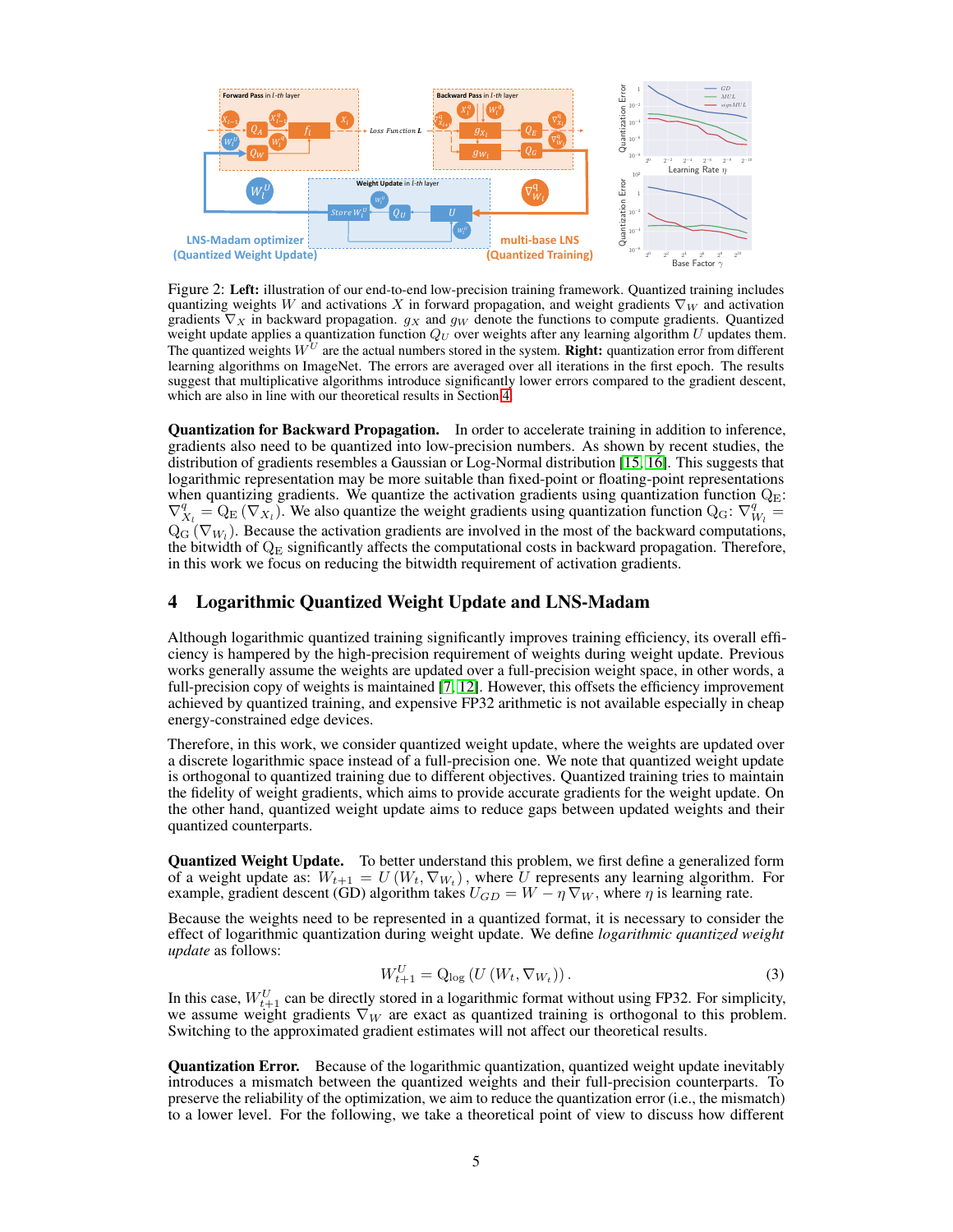Figure 2: **Left:** illustration of our end-to-end low-precision training framework. Quantized training includes quantizing weights $W$ and activations $X$ in forward propagation, and weight gradients $\nabla_W$ and activation gradients $\nabla_X$ in backward propagation. $g_X$ and $g_W$ denote the functions to compute gradients. Quantized weight update applies a quantization function $Q_U$ over weights after any learning algorithm $U$ updates them. The quantized weights $W^U$ are the actual numbers stored in the system. **Right:** quantization error from different learning algorithms on ImageNet. The errors are averaged over all iterations in the first epoch. The results suggest that multiplicative algorithms introduce significantly lower errors compared to the gradient descent, which are also in line with our theoretical results in Section 4.

**Quantization for Backward Propagation.** In order to accelerate training in addition to inference, gradients also need to be quantized into low-precision numbers. As shown by recent studies, the distribution of gradients resembles a Gaussian or Log-Normal distribution [15, 16]. This suggests that logarithmic representation may be more suitable than fixed-point or floating-point representations when quantizing gradients. We quantize the activation gradients using quantization function $\mathrm{Q_E}$: $\nabla_{X_l}^q = \mathrm{Q_E}(\nabla_{X_l})$. We also quantize the weight gradients using quantization function $\mathrm{Q_G}$: $\nabla_{W_l}^q = \mathrm{Q_G}(\nabla_{W_l})$. Because the activation gradients are involved in the most of the backward computations, the bitwidth of $\mathrm{Q_E}$ significantly affects the computational costs in backward propagation. Therefore, in this work we focus on reducing the bitwidth requirement of activation gradients.

# 4 Logarithmic Quantized Weight Update and LNS-Madam

Although logarithmic quantized training significantly improves training efficiency, its overall efficiency is hampered by the high-precision requirement of weights during weight update. Previous works generally assume the weights are updated over a full-precision weight space, in other words, a full-precision copy of weights is maintained [7, 12]. However, this offsets the efficiency improvement achieved by quantized training, and expensive FP32 arithmetic is not available especially in cheap energy-constrained edge devices.

Therefore, in this work, we consider quantized weight update, where the weights are updated over a discrete logarithmic space instead of a full-precision one. We note that quantized weight update is orthogonal to quantized training due to different objectives. Quantized training tries to maintain the fidelity of weight gradients, which aims to provide accurate gradients for the weight update. On the other hand, quantized weight update aims to reduce gaps between updated weights and their quantized counterparts.

**Quantized Weight Update.** To better understand this problem, we first define a generalized form of a weight update as: $W_{t+1} = U(W_t, \nabla_{W_t})$, where $U$ represents any learning algorithm. For example, gradient descent (GD) algorithm takes $U_{GD} = W - \eta \nabla_W$, where $\eta$ is learning rate.

Because the weights need to be represented in a quantized format, it is necessary to consider the effect of logarithmic quantization during weight update. We define *logarithmic quantized weight update* as follows:

$$W_{t+1}^U = \mathrm{Q_{log}}\left(U\left(W_t, \nabla_{W_t}\right)\right). \tag{3}$$

In this case, $W_{t+1}^U$ can be directly stored in a logarithmic format without using FP32. For simplicity, we assume weight gradients $\nabla_W$ are exact as quantized training is orthogonal to this problem. Switching to the approximated gradient estimates will not affect our theoretical results.

**Quantization Error.** Because of the logarithmic quantization, quantized weight update inevitably introduces a mismatch between the quantized weights and their full-precision counterparts. To preserve the reliability of the optimization, we aim to reduce the quantization error (i.e., the mismatch) to a lower level. For the following, we take a theoretical point of view to discuss how different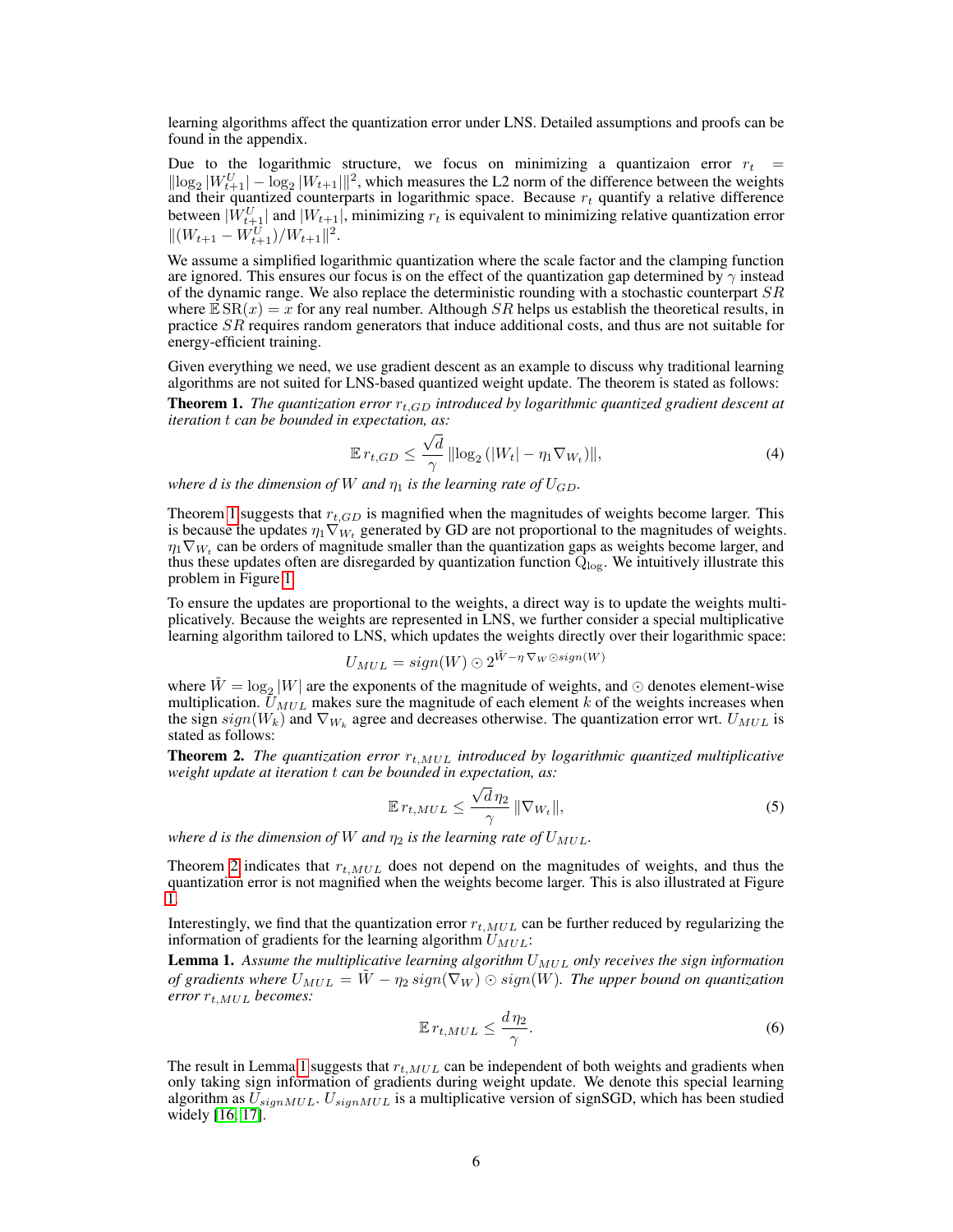learning algorithms affect the quantization error under LNS. Detailed assumptions and proofs can be found in the appendix.

Due to the logarithmic structure, we focus on minimizing a quantizaion error $r_t = \|\log_2 |W^U_{t+1}| - \log_2 |W_{t+1}|\|^2$, which measures the L2 norm of the difference between the weights and their quantized counterparts in logarithmic space. Because $r_t$ quantify a relative difference between $|W^U_{t+1}|$ and $|W_{t+1}|$, minimizing $r_t$ is equivalent to minimizing relative quantization error $\|(W_{t+1} - W^U_{t+1})/W_{t+1}\|^2$.

We assume a simplified logarithmic quantization where the scale factor and the clamping function are ignored. This ensures our focus is on the effect of the quantization gap determined by $\gamma$ instead of the dynamic range. We also replace the deterministic rounding with a stochastic counterpart $SR$ where $\mathbb{E}\,\mathrm{SR}(x) = x$ for any real number. Although $SR$ helps us establish the theoretical results, in practice $SR$ requires random generators that induce additional costs, and thus are not suitable for energy-efficient training.

Given everything we need, we use gradient descent as an example to discuss why traditional learning algorithms are not suited for LNS-based quantized weight update. The theorem is stated as follows:

**Theorem 1.** *The quantization error $r_{t,GD}$ introduced by logarithmic quantized gradient descent at iteration $t$ can be bounded in expectation, as:*

$$\mathbb{E}\, r_{t,GD} \leq \frac{\sqrt{d}}{\gamma} \|\log_2 (|W_t| - \eta_1 \nabla_{W_t})\|, \tag{4}$$

*where $d$ is the dimension of $W$ and $\eta_1$ is the learning rate of $U_{GD}$.*

Theorem 1 suggests that $r_{t,GD}$ is magnified when the magnitudes of weights become larger. This is because the updates $\eta_1 \nabla_{W_t}$ generated by GD are not proportional to the magnitudes of weights. $\eta_1 \nabla_{W_t}$ can be orders of magnitude smaller than the quantization gaps as weights become larger, and thus these updates often are disregarded by quantization function $\mathrm{Q}_{\log}$. We intuitively illustrate this problem in Figure 1.

To ensure the updates are proportional to the weights, a direct way is to update the weights multiplicatively. Because the weights are represented in LNS, we further consider a special multiplicative learning algorithm tailored to LNS, which updates the weights directly over their logarithmic space:

$$U_{MUL} = sign(W) \odot 2^{\tilde{W} - \eta\, \nabla_W \odot sign(W)}$$

where $\tilde{W} = \log_2 |W|$ are the exponents of the magnitude of weights, and $\odot$ denotes element-wise multiplication. $U_{MUL}$ makes sure the magnitude of each element $k$ of the weights increases when the sign $sign(W_k)$ and $\nabla_{W_k}$ agree and decreases otherwise. The quantization error wrt. $U_{MUL}$ is stated as follows:

**Theorem 2.** *The quantization error $r_{t,MUL}$ introduced by logarithmic quantized multiplicative weight update at iteration $t$ can be bounded in expectation, as:*

$$\mathbb{E}\, r_{t,MUL} \leq \frac{\sqrt{d}\,\eta_2}{\gamma} \|\nabla_{W_t}\|, \tag{5}$$

*where $d$ is the dimension of $W$ and $\eta_2$ is the learning rate of $U_{MUL}$.*

Theorem 2 indicates that $r_{t,MUL}$ does not depend on the magnitudes of weights, and thus the quantization error is not magnified when the weights become larger. This is also illustrated at Figure 1.

Interestingly, we find that the quantization error $r_{t,MUL}$ can be further reduced by regularizing the information of gradients for the learning algorithm $U_{MUL}$:

**Lemma 1.** *Assume the multiplicative learning algorithm $U_{MUL}$ only receives the sign information of gradients where $U_{MUL} = \tilde{W} - \eta_2\, sign(\nabla_W) \odot sign(W)$. The upper bound on quantization error $r_{t,MUL}$ becomes:*

$$\mathbb{E}\, r_{t,MUL} \leq \frac{d\,\eta_2}{\gamma}. \tag{6}$$

The result in Lemma 1 suggests that $r_{t,MUL}$ can be independent of both weights and gradients when only taking sign information of gradients during weight update. We denote this special learning algorithm as $U_{signMUL}$. $U_{signMUL}$ is a multiplicative version of signSGD, which has been studied widely [16, 17].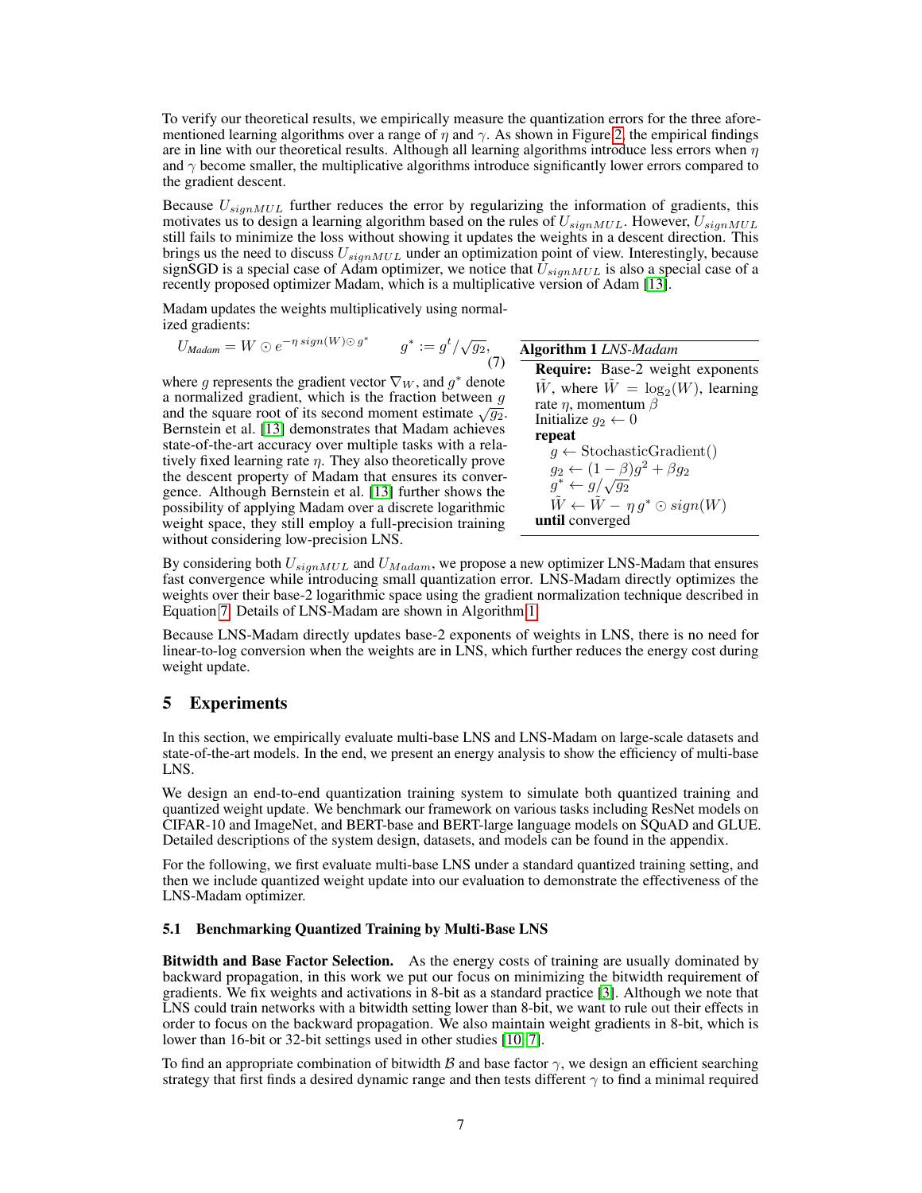To verify our theoretical results, we empirically measure the quantization errors for the three aforementioned learning algorithms over a range of $\eta$ and $\gamma$. As shown in Figure 2, the empirical findings are in line with our theoretical results. Although all learning algorithms introduce less errors when $\eta$ and $\gamma$ become smaller, the multiplicative algorithms introduce significantly lower errors compared to the gradient descent.

Because $U_{signMUL}$ further reduces the error by regularizing the information of gradients, this motivates us to design a learning algorithm based on the rules of $U_{signMUL}$. However, $U_{signMUL}$ still fails to minimize the loss without showing it updates the weights in a descent direction. This brings us the need to discuss $U_{signMUL}$ under an optimization point of view. Interestingly, because signSGD is a special case of Adam optimizer, we notice that $U_{signMUL}$ is also a special case of a recently proposed optimizer Madam, which is a multiplicative version of Adam [13].

Madam updates the weights multiplicatively using normalized gradients:

$$U_{Madam} = W \odot e^{-\eta \, sign(W) \odot g^*} \qquad g^* := g^t / \sqrt{g_2}, \tag{7}$$

where $g$ represents the gradient vector $\nabla_W$, and $g^*$ denote a normalized gradient, which is the fraction between $g$ and the square root of its second moment estimate $\sqrt{g_2}$. Bernstein et al. [13] demonstrates that Madam achieves state-of-the-art accuracy over multiple tasks with a relatively fixed learning rate $\eta$. They also theoretically prove the descent property of Madam that ensures its convergence. Although Bernstein et al. [13] further shows the possibility of applying Madam over a discrete logarithmic weight space, they still employ a full-precision training without considering low-precision LNS.

**Algorithm 1** *LNS-Madam*

**Require:** Base-2 weight exponents $\tilde{W}$, where $\tilde{W} = \log_2(W)$, learning rate $\eta$, momentum $\beta$
Initialize $g_2 \leftarrow 0$
**repeat**
  $g \leftarrow \text{StochasticGradient}()$
  $g_2 \leftarrow (1-\beta)g^2 + \beta g_2$
  $g^* \leftarrow g/\sqrt{g_2}$
  $\tilde{W} \leftarrow \tilde{W} - \eta \, g^* \odot sign(W)$
**until** converged

By considering both $U_{signMUL}$ and $U_{Madam}$, we propose a new optimizer LNS-Madam that ensures fast convergence while introducing small quantization error. LNS-Madam directly optimizes the weights over their base-2 logarithmic space using the gradient normalization technique described in Equation 7. Details of LNS-Madam are shown in Algorithm 1.

Because LNS-Madam directly updates base-2 exponents of weights in LNS, there is no need for linear-to-log conversion when the weights are in LNS, which further reduces the energy cost during weight update.

## 5 Experiments

In this section, we empirically evaluate multi-base LNS and LNS-Madam on large-scale datasets and state-of-the-art models. In the end, we present an energy analysis to show the efficiency of multi-base LNS.

We design an end-to-end quantization training system to simulate both quantized training and quantized weight update. We benchmark our framework on various tasks including ResNet models on CIFAR-10 and ImageNet, and BERT-base and BERT-large language models on SQuAD and GLUE. Detailed descriptions of the system design, datasets, and models can be found in the appendix.

For the following, we first evaluate multi-base LNS under a standard quantized training setting, and then we include quantized weight update into our evaluation to demonstrate the effectiveness of the LNS-Madam optimizer.

### 5.1 Benchmarking Quantized Training by Multi-Base LNS

**Bitwidth and Base Factor Selection.** As the energy costs of training are usually dominated by backward propagation, in this work we put our focus on minimizing the bitwidth requirement of gradients. We fix weights and activations in 8-bit as a standard practice [3]. Although we note that LNS could train networks with a bitwidth setting lower than 8-bit, we want to rule out their effects in order to focus on the backward propagation. We also maintain weight gradients in 8-bit, which is lower than 16-bit or 32-bit settings used in other studies [10, 7].

To find an appropriate combination of bitwidth $\mathcal{B}$ and base factor $\gamma$, we design an efficient searching strategy that first finds a desired dynamic range and then tests different $\gamma$ to find a minimal required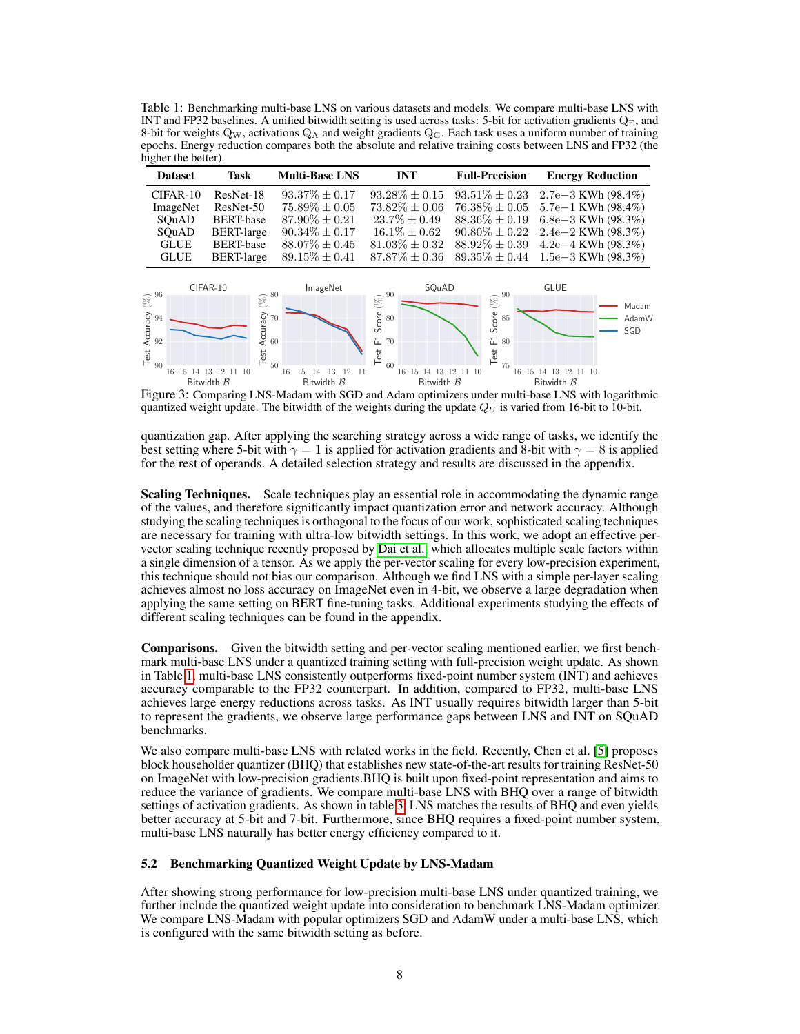Table 1: Benchmarking multi-base LNS on various datasets and models. We compare multi-base LNS with INT and FP32 baselines. A unified bitwidth setting is used across tasks: 5-bit for activation gradients $Q_E$, and 8-bit for weights $Q_W$, activations $Q_A$ and weight gradients $Q_G$. Each task uses a uniform number of training epochs. Energy reduction compares both the absolute and relative training costs between LNS and FP32 (the higher the better).

| Dataset | Task | Multi-Base LNS | INT | Full-Precision | Energy Reduction |
|---|---|---|---|---|---|
| CIFAR-10 | ResNet-18 | 93.37% ± 0.17 | 93.28% ± 0.15 | 93.51% ± 0.23 | 2.7e−3 KWh (98.4%) |
| ImageNet | ResNet-50 | 75.89% ± 0.05 | 73.82% ± 0.06 | 76.38% ± 0.05 | 5.7e−1 KWh (98.4%) |
| SQuAD | BERT-base | 87.90% ± 0.21 | 23.7% ± 0.49 | 88.36% ± 0.19 | 6.8e−3 KWh (98.3%) |
| SQuAD | BERT-large | 90.34% ± 0.17 | 16.1% ± 0.62 | 90.80% ± 0.22 | 2.4e−2 KWh (98.3%) |
| GLUE | BERT-base | 88.07% ± 0.45 | 81.03% ± 0.32 | 88.92% ± 0.39 | 4.2e−4 KWh (98.3%) |
| GLUE | BERT-large | 89.15% ± 0.41 | 87.87% ± 0.36 | 89.35% ± 0.44 | 1.5e−3 KWh (98.3%) |

Figure 3: Comparing LNS-Madam with SGD and Adam optimizers under multi-base LNS with logarithmic quantized weight update. The bitwidth of the weights during the update $Q_U$ is varied from 16-bit to 10-bit.

quantization gap. After applying the searching strategy across a wide range of tasks, we identify the best setting where 5-bit with $\gamma = 1$ is applied for activation gradients and 8-bit with $\gamma = 8$ is applied for the rest of operands. A detailed selection strategy and results are discussed in the appendix.

**Scaling Techniques.** Scale techniques play an essential role in accommodating the dynamic range of the values, and therefore significantly impact quantization error and network accuracy. Although studying the scaling techniques is orthogonal to the focus of our work, sophisticated scaling techniques are necessary for training with ultra-low bitwidth settings. In this work, we adopt an effective per-vector scaling technique recently proposed by Dai et al. which allocates multiple scale factors within a single dimension of a tensor. As we apply the per-vector scaling for every low-precision experiment, this technique should not bias our comparison. Although we find LNS with a simple per-layer scaling achieves almost no loss accuracy on ImageNet even in 4-bit, we observe a large degradation when applying the same setting on BERT fine-tuning tasks. Additional experiments studying the effects of different scaling techniques can be found in the appendix.

**Comparisons.** Given the bitwidth setting and per-vector scaling mentioned earlier, we first benchmark multi-base LNS under a quantized training setting with full-precision weight update. As shown in Table 1, multi-base LNS consistently outperforms fixed-point number system (INT) and achieves accuracy comparable to the FP32 counterpart. In addition, compared to FP32, multi-base LNS achieves large energy reductions across tasks. As INT usually requires bitwidth larger than 5-bit to represent the gradients, we observe large performance gaps between LNS and INT on SQuAD benchmarks.

We also compare multi-base LNS with related works in the field. Recently, Chen et al. [5] proposes block householder quantizer (BHQ) that establishes new state-of-the-art results for training ResNet-50 on ImageNet with low-precision gradients.BHQ is built upon fixed-point representation and aims to reduce the variance of gradients. We compare multi-base LNS with BHQ over a range of bitwidth settings of activation gradients. As shown in table 3, LNS matches the results of BHQ and even yields better accuracy at 5-bit and 7-bit. Furthermore, since BHQ requires a fixed-point number system, multi-base LNS naturally has better energy efficiency compared to it.

### 5.2 Benchmarking Quantized Weight Update by LNS-Madam

After showing strong performance for low-precision multi-base LNS under quantized training, we further include the quantized weight update into consideration to benchmark LNS-Madam optimizer. We compare LNS-Madam with popular optimizers SGD and AdamW under a multi-base LNS, which is configured with the same bitwidth setting as before.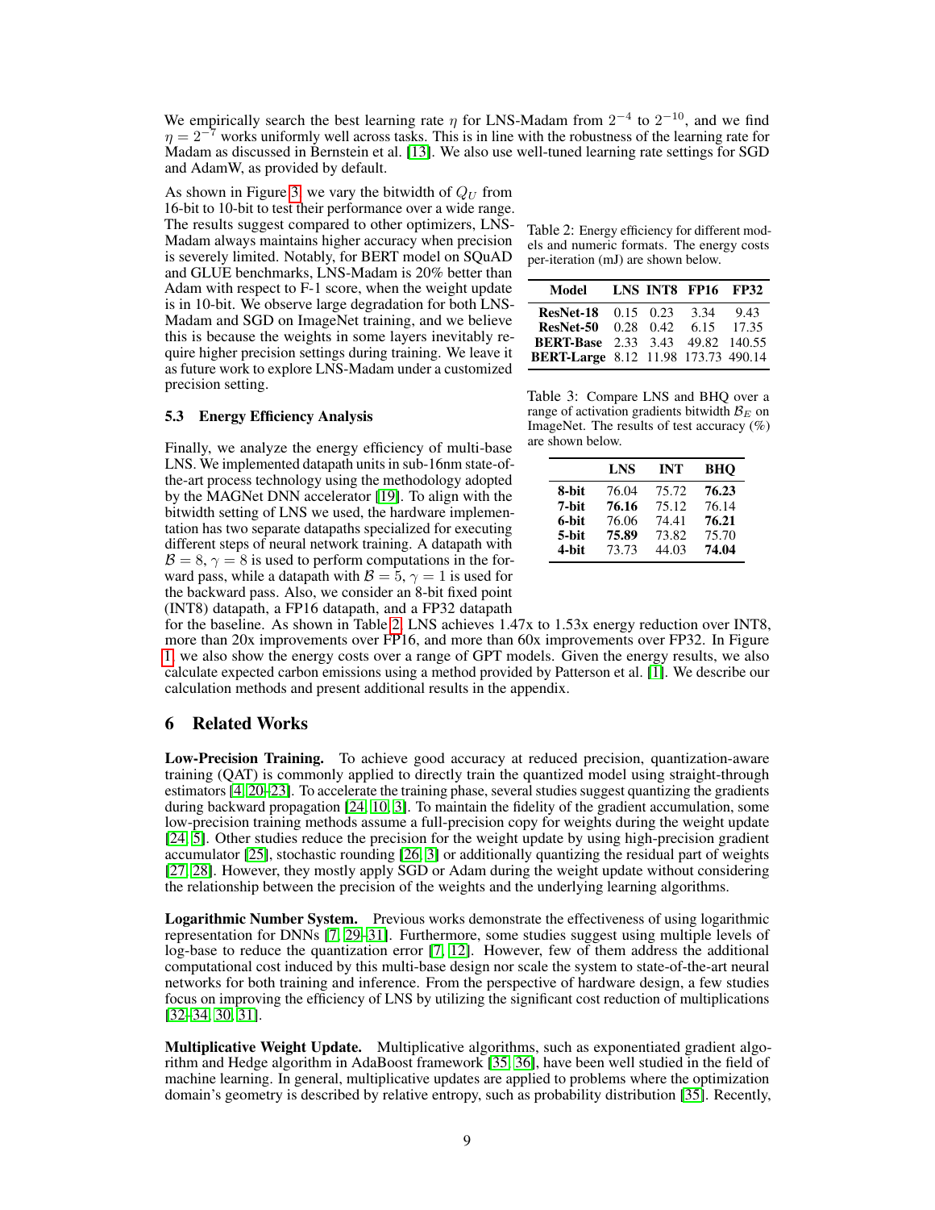We empirically search the best learning rate $\eta$ for LNS-Madam from $2^{-4}$ to $2^{-10}$, and we find $\eta = 2^{-7}$ works uniformly well across tasks. This is in line with the robustness of the learning rate for Madam as discussed in Bernstein et al. [13]. We also use well-tuned learning rate settings for SGD and AdamW, as provided by default.

As shown in Figure 3, we vary the bitwidth of $Q_U$ from 16-bit to 10-bit to test their performance over a wide range. The results suggest compared to other optimizers, LNS-Madam always maintains higher accuracy when precision is severely limited. Notably, for BERT model on SQuAD and GLUE benchmarks, LNS-Madam is 20% better than Adam with respect to F-1 score, when the weight update is in 10-bit. We observe large degradation for both LNS-Madam and SGD on ImageNet training, and we believe this is because the weights in some layers inevitably require higher precision settings during training. We leave it as future work to explore LNS-Madam under a customized precision setting.

Table 2: Energy efficiency for different models and numeric formats. The energy costs per-iteration (mJ) are shown below.

| Model | LNS | INT8 | FP16 | FP32 |
|---|---|---|---|---|
| **ResNet-18** | 0.15 | 0.23 | 3.34 | 9.43 |
| **ResNet-50** | 0.28 | 0.42 | 6.15 | 17.35 |
| **BERT-Base** | 2.33 | 3.43 | 49.82 | 140.55 |
| **BERT-Large** | 8.12 | 11.98 | 173.73 | 490.14 |

Table 3: Compare LNS and BHQ over a range of activation gradients bitwidth $\mathcal{B}_E$ on ImageNet. The results of test accuracy (%) are shown below.

| | LNS | INT | BHQ |
|---|---|---|---|
| **8-bit** | 76.04 | 75.72 | **76.23** |
| **7-bit** | **76.16** | 75.12 | 76.14 |
| **6-bit** | 76.06 | 74.41 | **76.21** |
| **5-bit** | **75.89** | 73.82 | 75.70 |
| **4-bit** | 73.73 | 44.03 | **74.04** |

### 5.3 Energy Efficiency Analysis

Finally, we analyze the energy efficiency of multi-base LNS. We implemented datapath units in sub-16nm state-of-the-art process technology using the methodology adopted by the MAGNet DNN accelerator [19]. To align with the bitwidth setting of LNS we used, the hardware implementation has two separate datapaths specialized for executing different steps of neural network training. A datapath with $\mathcal{B} = 8, \gamma = 8$ is used to perform computations in the forward pass, while a datapath with $\mathcal{B} = 5, \gamma = 1$ is used for the backward pass. Also, we consider an 8-bit fixed point (INT8) datapath, a FP16 datapath, and a FP32 datapath for the baseline. As shown in Table 2, LNS achieves 1.47x to 1.53x energy reduction over INT8, more than 20x improvements over FP16, and more than 60x improvements over FP32. In Figure 1, we also show the energy costs over a range of GPT models. Given the energy results, we also calculate expected carbon emissions using a method provided by Patterson et al. [1]. We describe our calculation methods and present additional results in the appendix.

## 6 Related Works

**Low-Precision Training.** To achieve good accuracy at reduced precision, quantization-aware training (QAT) is commonly applied to directly train the quantized model using straight-through estimators [4, 20–23]. To accelerate the training phase, several studies suggest quantizing the gradients during backward propagation [24, 10, 3]. To maintain the fidelity of the gradient accumulation, some low-precision training methods assume a full-precision copy for weights during the weight update [24, 5]. Other studies reduce the precision for the weight update by using high-precision gradient accumulator [25], stochastic rounding [26, 3] or additionally quantizing the residual part of weights [27, 28]. However, they mostly apply SGD or Adam during the weight update without considering the relationship between the precision of the weights and the underlying learning algorithms.

**Logarithmic Number System.** Previous works demonstrate the effectiveness of using logarithmic representation for DNNs [7, 29–31]. Furthermore, some studies suggest using multiple levels of log-base to reduce the quantization error [7, 12]. However, few of them address the additional computational cost induced by this multi-base design nor scale the system to state-of-the-art neural networks for both training and inference. From the perspective of hardware design, a few studies focus on improving the efficiency of LNS by utilizing the significant cost reduction of multiplications [32–34, 30, 31].

**Multiplicative Weight Update.** Multiplicative algorithms, such as exponentiated gradient algorithm and Hedge algorithm in AdaBoost framework [35, 36], have been well studied in the field of machine learning. In general, multiplicative updates are applied to problems where the optimization domain's geometry is described by relative entropy, such as probability distribution [35]. Recently,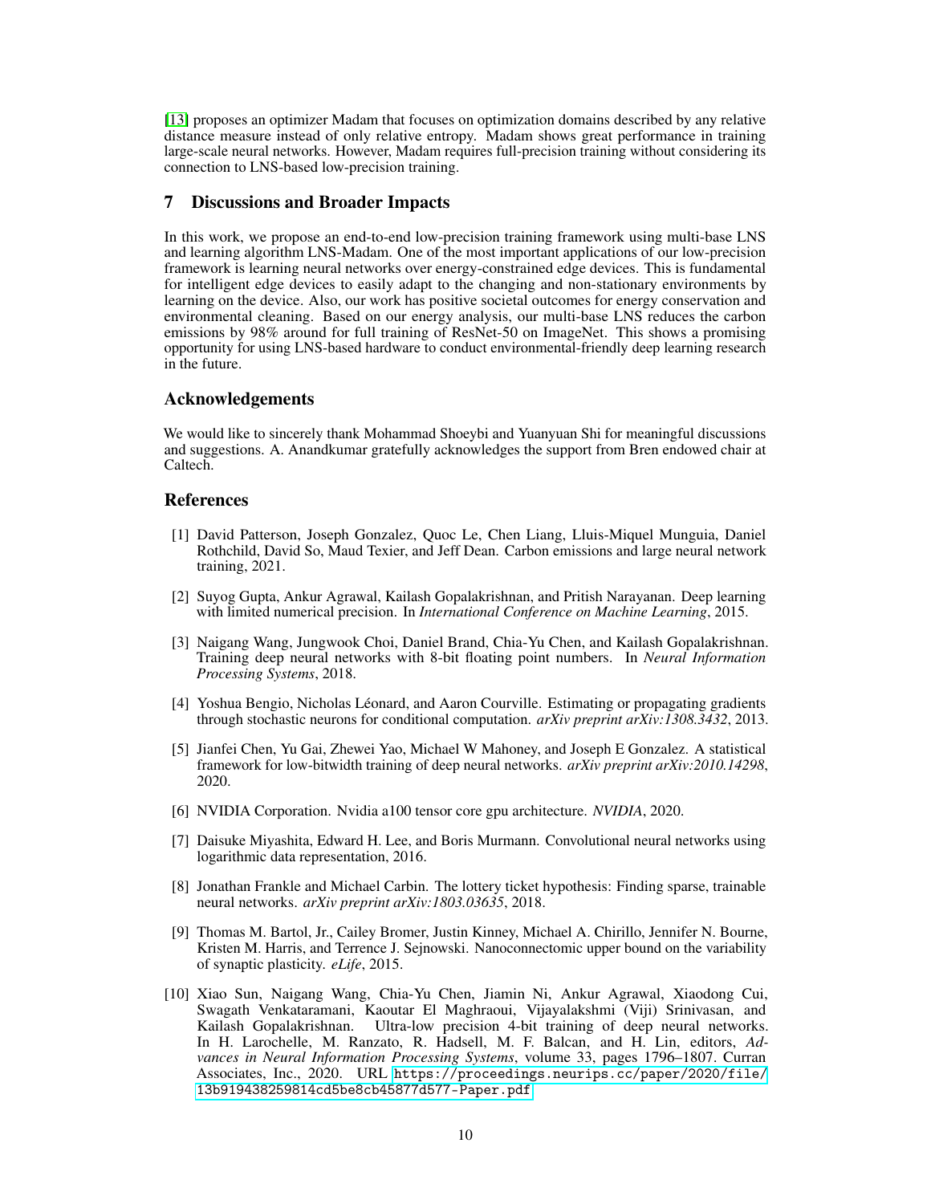[13] proposes an optimizer Madam that focuses on optimization domains described by any relative distance measure instead of only relative entropy. Madam shows great performance in training large-scale neural networks. However, Madam requires full-precision training without considering its connection to LNS-based low-precision training.

## 7 Discussions and Broader Impacts

In this work, we propose an end-to-end low-precision training framework using multi-base LNS and learning algorithm LNS-Madam. One of the most important applications of our low-precision framework is learning neural networks over energy-constrained edge devices. This is fundamental for intelligent edge devices to easily adapt to the changing and non-stationary environments by learning on the device. Also, our work has positive societal outcomes for energy conservation and environmental cleaning. Based on our energy analysis, our multi-base LNS reduces the carbon emissions by 98% around for full training of ResNet-50 on ImageNet. This shows a promising opportunity for using LNS-based hardware to conduct environmental-friendly deep learning research in the future.

## Acknowledgements

We would like to sincerely thank Mohammad Shoeybi and Yuanyuan Shi for meaningful discussions and suggestions. A. Anandkumar gratefully acknowledges the support from Bren endowed chair at Caltech.

## References

[1] David Patterson, Joseph Gonzalez, Quoc Le, Chen Liang, Lluis-Miquel Munguia, Daniel Rothchild, David So, Maud Texier, and Jeff Dean. Carbon emissions and large neural network training, 2021.

[2] Suyog Gupta, Ankur Agrawal, Kailash Gopalakrishnan, and Pritish Narayanan. Deep learning with limited numerical precision. In *International Conference on Machine Learning*, 2015.

[3] Naigang Wang, Jungwook Choi, Daniel Brand, Chia-Yu Chen, and Kailash Gopalakrishnan. Training deep neural networks with 8-bit floating point numbers. In *Neural Information Processing Systems*, 2018.

[4] Yoshua Bengio, Nicholas Léonard, and Aaron Courville. Estimating or propagating gradients through stochastic neurons for conditional computation. *arXiv preprint arXiv:1308.3432*, 2013.

[5] Jianfei Chen, Yu Gai, Zhewei Yao, Michael W Mahoney, and Joseph E Gonzalez. A statistical framework for low-bitwidth training of deep neural networks. *arXiv preprint arXiv:2010.14298*, 2020.

[6] NVIDIA Corporation. Nvidia a100 tensor core gpu architecture. *NVIDIA*, 2020.

[7] Daisuke Miyashita, Edward H. Lee, and Boris Murmann. Convolutional neural networks using logarithmic data representation, 2016.

[8] Jonathan Frankle and Michael Carbin. The lottery ticket hypothesis: Finding sparse, trainable neural networks. *arXiv preprint arXiv:1803.03635*, 2018.

[9] Thomas M. Bartol, Jr., Cailey Bromer, Justin Kinney, Michael A. Chirillo, Jennifer N. Bourne, Kristen M. Harris, and Terrence J. Sejnowski. Nanoconnectomic upper bound on the variability of synaptic plasticity. *eLife*, 2015.

[10] Xiao Sun, Naigang Wang, Chia-Yu Chen, Jiamin Ni, Ankur Agrawal, Xiaodong Cui, Swagath Venkataramani, Kaoutar El Maghraoui, Vijayalakshmi (Viji) Srinivasan, and Kailash Gopalakrishnan. Ultra-low precision 4-bit training of deep neural networks. In H. Larochelle, M. Ranzato, R. Hadsell, M. F. Balcan, and H. Lin, editors, *Advances in Neural Information Processing Systems*, volume 33, pages 1796–1807. Curran Associates, Inc., 2020. URL https://proceedings.neurips.cc/paper/2020/file/13b919438259814cd5be8cb45877d577-Paper.pdf.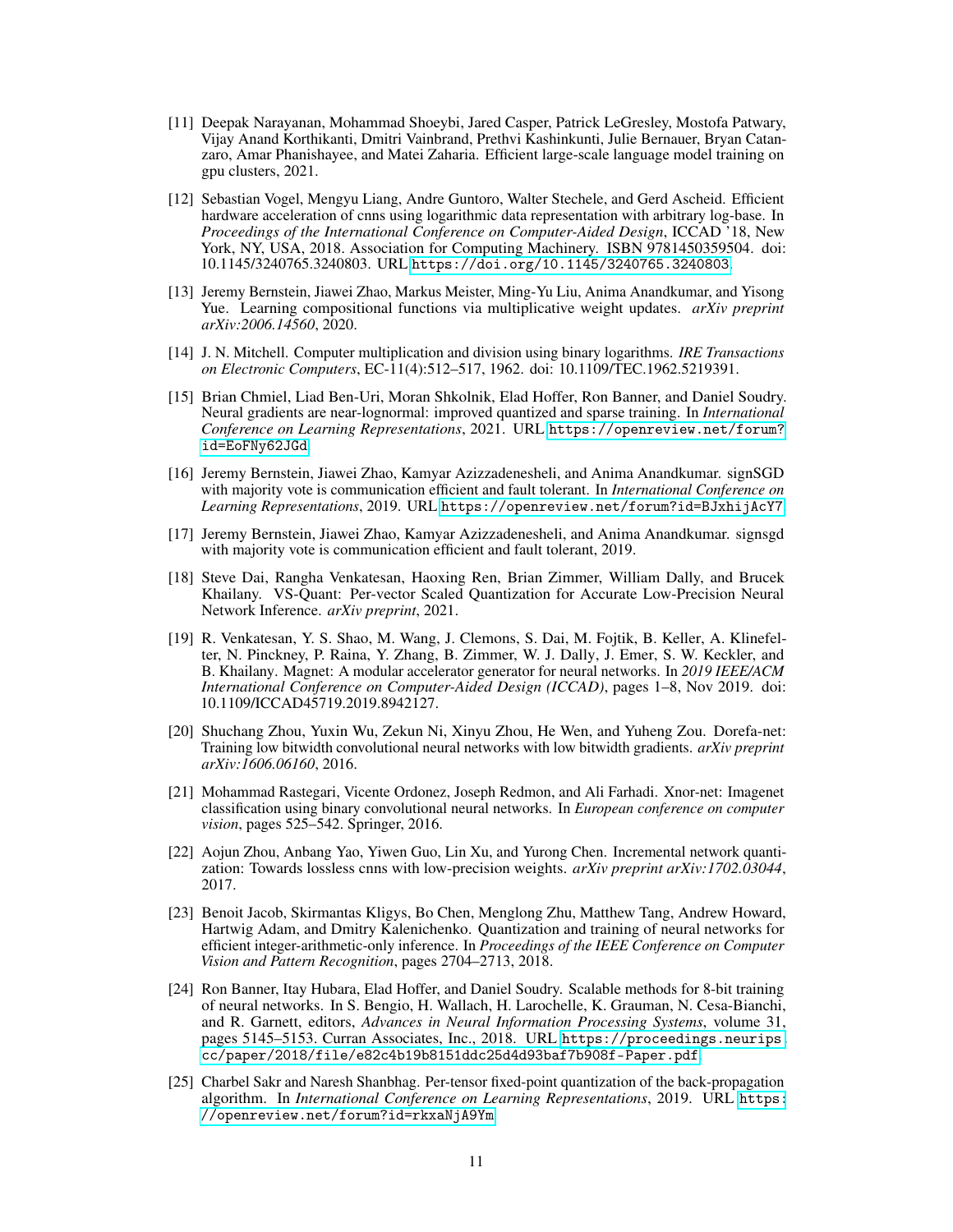[11] Deepak Narayanan, Mohammad Shoeybi, Jared Casper, Patrick LeGresley, Mostofa Patwary, Vijay Anand Korthikanti, Dmitri Vainbrand, Prethvi Kashinkunti, Julie Bernauer, Bryan Catanzaro, Amar Phanishayee, and Matei Zaharia. Efficient large-scale language model training on gpu clusters, 2021.

[12] Sebastian Vogel, Mengyu Liang, Andre Guntoro, Walter Stechele, and Gerd Ascheid. Efficient hardware acceleration of cnns using logarithmic data representation with arbitrary log-base. In *Proceedings of the International Conference on Computer-Aided Design*, ICCAD '18, New York, NY, USA, 2018. Association for Computing Machinery. ISBN 9781450359504. doi: 10.1145/3240765.3240803. URL https://doi.org/10.1145/3240765.3240803.

[13] Jeremy Bernstein, Jiawei Zhao, Markus Meister, Ming-Yu Liu, Anima Anandkumar, and Yisong Yue. Learning compositional functions via multiplicative weight updates. *arXiv preprint arXiv:2006.14560*, 2020.

[14] J. N. Mitchell. Computer multiplication and division using binary logarithms. *IRE Transactions on Electronic Computers*, EC-11(4):512–517, 1962. doi: 10.1109/TEC.1962.5219391.

[15] Brian Chmiel, Liad Ben-Uri, Moran Shkolnik, Elad Hoffer, Ron Banner, and Daniel Soudry. Neural gradients are near-lognormal: improved quantized and sparse training. In *International Conference on Learning Representations*, 2021. URL https://openreview.net/forum?id=EoFNy62JGd.

[16] Jeremy Bernstein, Jiawei Zhao, Kamyar Azizzadenesheli, and Anima Anandkumar. signSGD with majority vote is communication efficient and fault tolerant. In *International Conference on Learning Representations*, 2019. URL https://openreview.net/forum?id=BJxhijAcY7.

[17] Jeremy Bernstein, Jiawei Zhao, Kamyar Azizzadenesheli, and Anima Anandkumar. signsgd with majority vote is communication efficient and fault tolerant, 2019.

[18] Steve Dai, Rangha Venkatesan, Haoxing Ren, Brian Zimmer, William Dally, and Brucek Khailany. VS-Quant: Per-vector Scaled Quantization for Accurate Low-Precision Neural Network Inference. *arXiv preprint*, 2021.

[19] R. Venkatesan, Y. S. Shao, M. Wang, J. Clemons, S. Dai, M. Fojtik, B. Keller, A. Klinefelter, N. Pinckney, P. Raina, Y. Zhang, B. Zimmer, W. J. Dally, J. Emer, S. W. Keckler, and B. Khailany. Magnet: A modular accelerator generator for neural networks. In *2019 IEEE/ACM International Conference on Computer-Aided Design (ICCAD)*, pages 1–8, Nov 2019. doi: 10.1109/ICCAD45719.2019.8942127.

[20] Shuchang Zhou, Yuxin Wu, Zekun Ni, Xinyu Zhou, He Wen, and Yuheng Zou. Dorefa-net: Training low bitwidth convolutional neural networks with low bitwidth gradients. *arXiv preprint arXiv:1606.06160*, 2016.

[21] Mohammad Rastegari, Vicente Ordonez, Joseph Redmon, and Ali Farhadi. Xnor-net: Imagenet classification using binary convolutional neural networks. In *European conference on computer vision*, pages 525–542. Springer, 2016.

[22] Aojun Zhou, Anbang Yao, Yiwen Guo, Lin Xu, and Yurong Chen. Incremental network quantization: Towards lossless cnns with low-precision weights. *arXiv preprint arXiv:1702.03044*, 2017.

[23] Benoit Jacob, Skirmantas Kligys, Bo Chen, Menglong Zhu, Matthew Tang, Andrew Howard, Hartwig Adam, and Dmitry Kalenichenko. Quantization and training of neural networks for efficient integer-arithmetic-only inference. In *Proceedings of the IEEE Conference on Computer Vision and Pattern Recognition*, pages 2704–2713, 2018.

[24] Ron Banner, Itay Hubara, Elad Hoffer, and Daniel Soudry. Scalable methods for 8-bit training of neural networks. In S. Bengio, H. Wallach, H. Larochelle, K. Grauman, N. Cesa-Bianchi, and R. Garnett, editors, *Advances in Neural Information Processing Systems*, volume 31, pages 5145–5153. Curran Associates, Inc., 2018. URL https://proceedings.neurips.cc/paper/2018/file/e82c4b19b8151ddc25d4d93baf7b908f-Paper.pdf.

[25] Charbel Sakr and Naresh Shanbhag. Per-tensor fixed-point quantization of the back-propagation algorithm. In *International Conference on Learning Representations*, 2019. URL https://openreview.net/forum?id=rkxaNjA9Ym.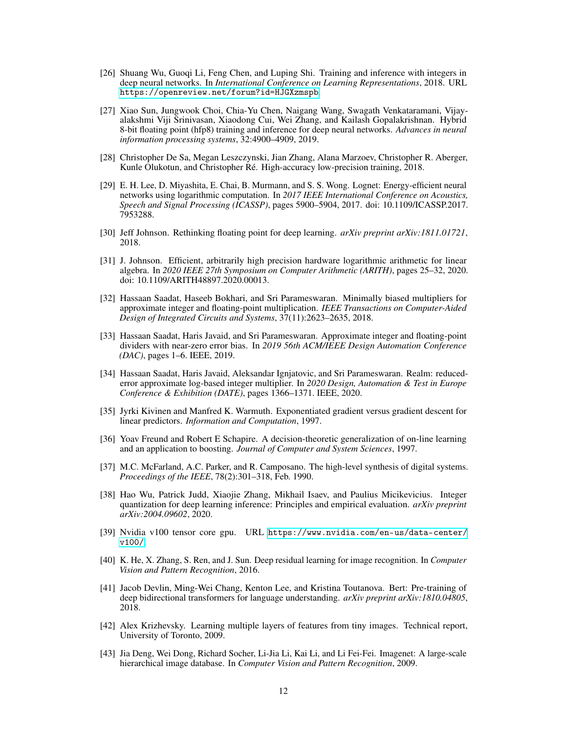[26] Shuang Wu, Guoqi Li, Feng Chen, and Luping Shi. Training and inference with integers in deep neural networks. In *International Conference on Learning Representations*, 2018. URL https://openreview.net/forum?id=HJGXzmspb.

[27] Xiao Sun, Jungwook Choi, Chia-Yu Chen, Naigang Wang, Swagath Venkataramani, Vijayalakshmi Viji Srinivasan, Xiaodong Cui, Wei Zhang, and Kailash Gopalakrishnan. Hybrid 8-bit floating point (hfp8) training and inference for deep neural networks. *Advances in neural information processing systems*, 32:4900–4909, 2019.

[28] Christopher De Sa, Megan Leszczynski, Jian Zhang, Alana Marzoev, Christopher R. Aberger, Kunle Olukotun, and Christopher Ré. High-accuracy low-precision training, 2018.

[29] E. H. Lee, D. Miyashita, E. Chai, B. Murmann, and S. S. Wong. Lognet: Energy-efficient neural networks using logarithmic computation. In *2017 IEEE International Conference on Acoustics, Speech and Signal Processing (ICASSP)*, pages 5900–5904, 2017. doi: 10.1109/ICASSP.2017.7953288.

[30] Jeff Johnson. Rethinking floating point for deep learning. *arXiv preprint arXiv:1811.01721*, 2018.

[31] J. Johnson. Efficient, arbitrarily high precision hardware logarithmic arithmetic for linear algebra. In *2020 IEEE 27th Symposium on Computer Arithmetic (ARITH)*, pages 25–32, 2020. doi: 10.1109/ARITH48897.2020.00013.

[32] Hassaan Saadat, Haseeb Bokhari, and Sri Parameswaran. Minimally biased multipliers for approximate integer and floating-point multiplication. *IEEE Transactions on Computer-Aided Design of Integrated Circuits and Systems*, 37(11):2623–2635, 2018.

[33] Hassaan Saadat, Haris Javaid, and Sri Parameswaran. Approximate integer and floating-point dividers with near-zero error bias. In *2019 56th ACM/IEEE Design Automation Conference (DAC)*, pages 1–6. IEEE, 2019.

[34] Hassaan Saadat, Haris Javaid, Aleksandar Ignjatovic, and Sri Parameswaran. Realm: reduced-error approximate log-based integer multiplier. In *2020 Design, Automation & Test in Europe Conference & Exhibition (DATE)*, pages 1366–1371. IEEE, 2020.

[35] Jyrki Kivinen and Manfred K. Warmuth. Exponentiated gradient versus gradient descent for linear predictors. *Information and Computation*, 1997.

[36] Yoav Freund and Robert E Schapire. A decision-theoretic generalization of on-line learning and an application to boosting. *Journal of Computer and System Sciences*, 1997.

[37] M.C. McFarland, A.C. Parker, and R. Camposano. The high-level synthesis of digital systems. *Proceedings of the IEEE*, 78(2):301–318, Feb. 1990.

[38] Hao Wu, Patrick Judd, Xiaojie Zhang, Mikhail Isaev, and Paulius Micikevicius. Integer quantization for deep learning inference: Principles and empirical evaluation. *arXiv preprint arXiv:2004.09602*, 2020.

[39] Nvidia v100 tensor core gpu. URL https://www.nvidia.com/en-us/data-center/v100/.

[40] K. He, X. Zhang, S. Ren, and J. Sun. Deep residual learning for image recognition. In *Computer Vision and Pattern Recognition*, 2016.

[41] Jacob Devlin, Ming-Wei Chang, Kenton Lee, and Kristina Toutanova. Bert: Pre-training of deep bidirectional transformers for language understanding. *arXiv preprint arXiv:1810.04805*, 2018.

[42] Alex Krizhevsky. Learning multiple layers of features from tiny images. Technical report, University of Toronto, 2009.

[43] Jia Deng, Wei Dong, Richard Socher, Li-Jia Li, Kai Li, and Li Fei-Fei. Imagenet: A large-scale hierarchical image database. In *Computer Vision and Pattern Recognition*, 2009.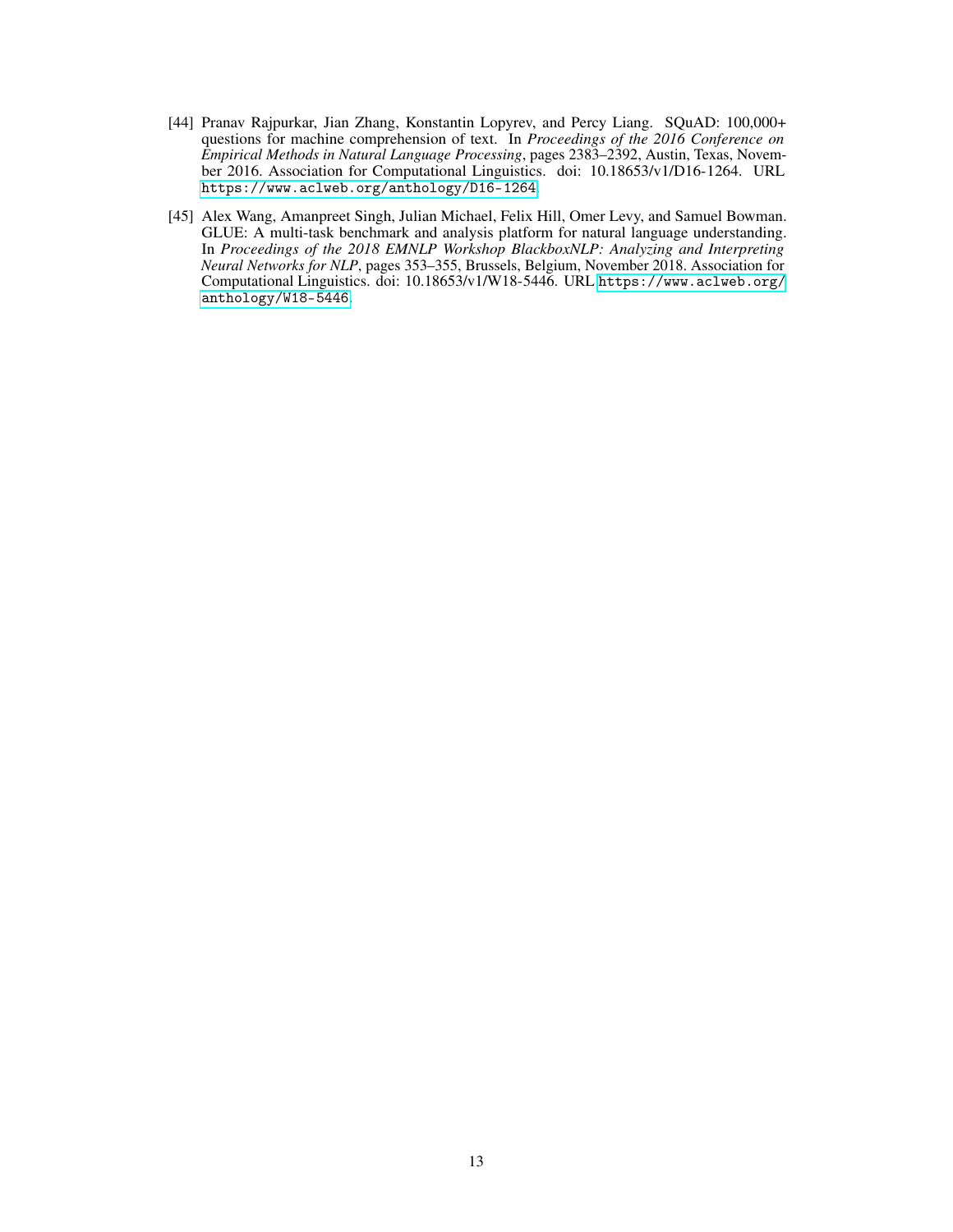[44] Pranav Rajpurkar, Jian Zhang, Konstantin Lopyrev, and Percy Liang. SQuAD: 100,000+ questions for machine comprehension of text. In *Proceedings of the 2016 Conference on Empirical Methods in Natural Language Processing*, pages 2383–2392, Austin, Texas, November 2016. Association for Computational Linguistics. doi: 10.18653/v1/D16-1264. URL `https://www.aclweb.org/anthology/D16-1264`.

[45] Alex Wang, Amanpreet Singh, Julian Michael, Felix Hill, Omer Levy, and Samuel Bowman. GLUE: A multi-task benchmark and analysis platform for natural language understanding. In *Proceedings of the 2018 EMNLP Workshop BlackboxNLP: Analyzing and Interpreting Neural Networks for NLP*, pages 353–355, Brussels, Belgium, November 2018. Association for Computational Linguistics. doi: 10.18653/v1/W18-5446. URL `https://www.aclweb.org/anthology/W18-5446`.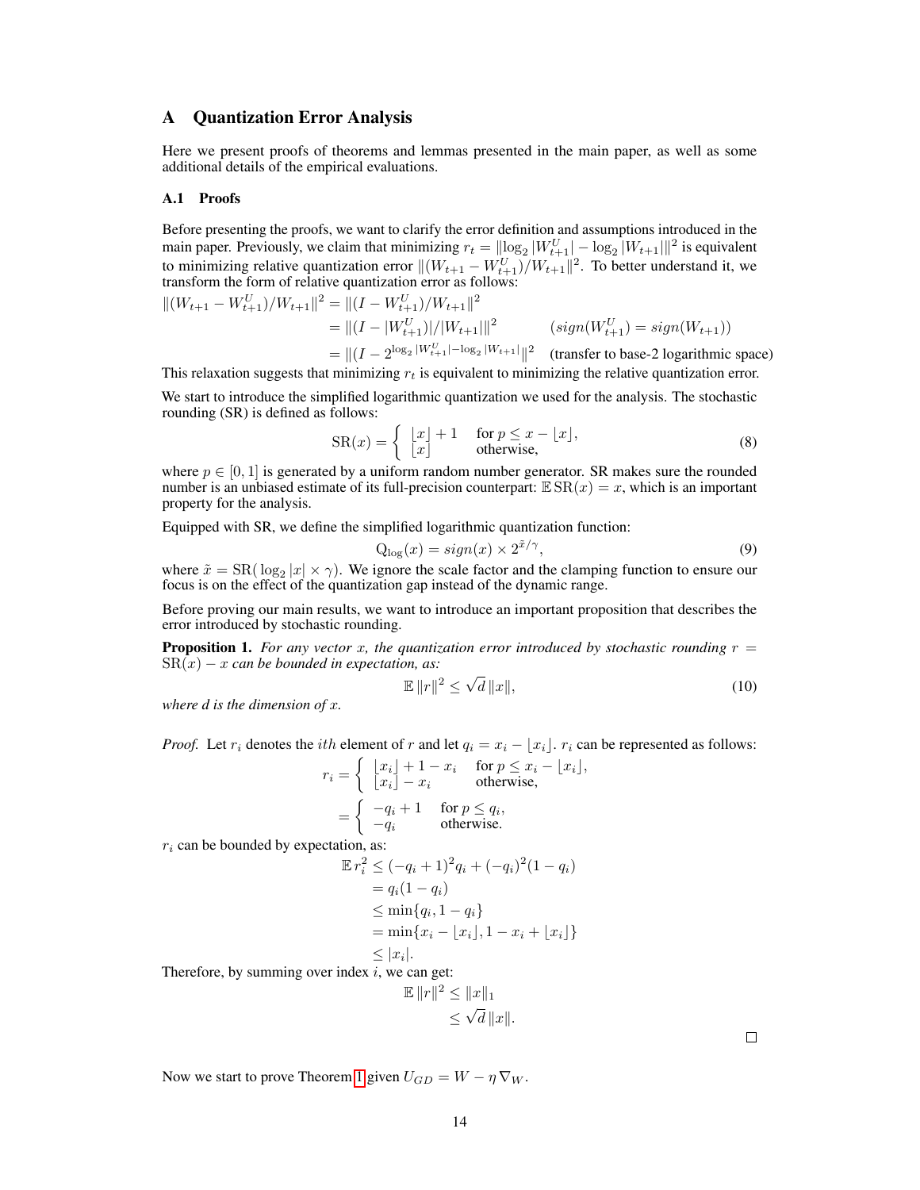# A Quantization Error Analysis

Here we present proofs of theorems and lemmas presented in the main paper, as well as some additional details of the empirical evaluations.

## A.1 Proofs

Before presenting the proofs, we want to clarify the error definition and assumptions introduced in the main paper. Previously, we claim that minimizing $r_t = \|\log_2 |W_{t+1}^U| - \log_2 |W_{t+1}|\|^2$ is equivalent to minimizing relative quantization error $\|(W_{t+1} - W_{t+1}^U)/W_{t+1}\|^2$. To better understand it, we transform the form of relative quantization error as follows:

$$
\begin{aligned}
\|(W_{t+1} - W_{t+1}^U)/W_{t+1}\|^2 &= \|(I - W_{t+1}^U)/W_{t+1}\|^2 \\
&= \|(I - |W_{t+1}^U|)/|W_{t+1}|\|^2 \qquad (sign(W_{t+1}^U) = sign(W_{t+1})) \\
&= \|(I - 2^{\log_2 |W_{t+1}^U| - \log_2 |W_{t+1}|}\|^2 \quad \text{(transfer to base-2 logarithmic space)}
\end{aligned}
$$

This relaxation suggests that minimizing $r_t$ is equivalent to minimizing the relative quantization error.

We start to introduce the simplified logarithmic quantization we used for the analysis. The stochastic rounding (SR) is defined as follows:

$$
\mathrm{SR}(x) = \begin{cases} \lfloor x \rfloor + 1 & \text{for } p \leq x - \lfloor x \rfloor, \\ \lfloor x \rfloor & \text{otherwise,} \end{cases} \tag{8}
$$

where $p \in [0, 1]$ is generated by a uniform random number generator. SR makes sure the rounded number is an unbiased estimate of its full-precision counterpart: $\mathbb{E}\,\mathrm{SR}(x) = x$, which is an important property for the analysis.

Equipped with SR, we define the simplified logarithmic quantization function:

$$
\mathrm{Q}_{\log}(x) = sign(x) \times 2^{\tilde{x}/\gamma}, \tag{9}
$$

where $\tilde{x} = \mathrm{SR}(\log_2 |x| \times \gamma)$. We ignore the scale factor and the clamping function to ensure our focus is on the effect of the quantization gap instead of the dynamic range.

Before proving our main results, we want to introduce an important proposition that describes the error introduced by stochastic rounding.

**Proposition 1.** *For any vector $x$, the quantization error introduced by stochastic rounding $r = \mathrm{SR}(x) - x$ can be bounded in expectation, as:*

$$
\mathbb{E}\,\|r\|^2 \leq \sqrt{d}\,\|x\|, \tag{10}
$$

*where $d$ is the dimension of $x$.*

*Proof.* Let $r_i$ denotes the $ith$ element of $r$ and let $q_i = x_i - \lfloor x_i \rfloor$. $r_i$ can be represented as follows:

$$
\begin{aligned}
r_i &= \begin{cases} \lfloor x_i \rfloor + 1 - x_i & \text{for } p \leq x_i - \lfloor x_i \rfloor, \\ \lfloor x_i \rfloor - x_i & \text{otherwise,} \end{cases} \\
&= \begin{cases} -q_i + 1 & \text{for } p \leq q_i, \\ -q_i & \text{otherwise.} \end{cases}
\end{aligned}
$$

$r_i$ can be bounded by expectation, as:

$$
\begin{aligned}
\mathbb{E}\, r_i^2 &\leq (-q_i + 1)^2 q_i + (-q_i)^2 (1 - q_i) \\
&= q_i(1 - q_i) \\
&\leq \min\{q_i, 1 - q_i\} \\
&= \min\{x_i - \lfloor x_i \rfloor, 1 - x_i + \lfloor x_i \rfloor\} \\
&\leq |x_i|.
\end{aligned}
$$

Therefore, by summing over index $i$, we can get:

$$
\begin{aligned}
\mathbb{E}\,\|r\|^2 &\leq \|x\|_1 \\
&\leq \sqrt{d}\,\|x\|.
\end{aligned}
$$

□

Now we start to prove Theorem 1 given $U_{GD} = W - \eta\,\nabla_W$.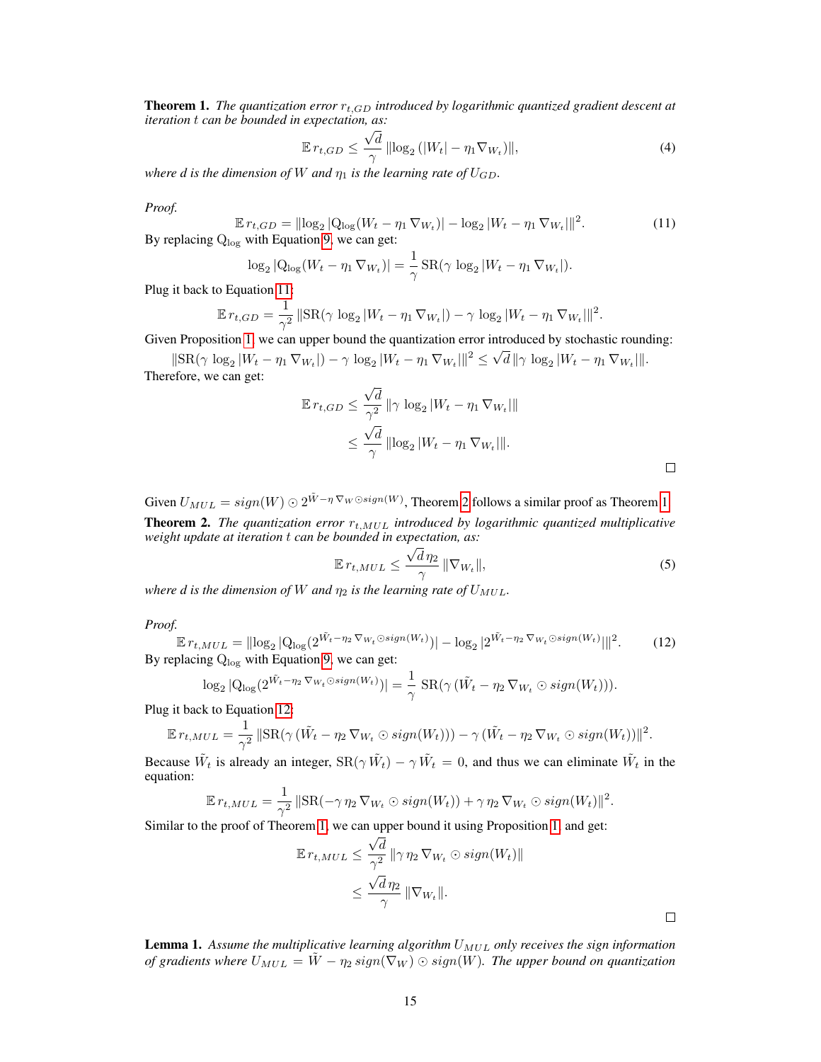**Theorem 1.** *The quantization error $r_{t,GD}$ introduced by logarithmic quantized gradient descent at iteration $t$ can be bounded in expectation, as:*

$$\mathbb{E}\, r_{t,GD} \leq \frac{\sqrt{d}}{\gamma} \, \|\log_2 (|W_t| - \eta_1 \nabla_{W_t})\|, \tag{4}$$

*where $d$ is the dimension of $W$ and $\eta_1$ is the learning rate of $U_{GD}$.*

*Proof.*

$$\mathbb{E}\, r_{t,GD} = \|\log_2 |\mathrm{Q}_{\log}(W_t - \eta_1 \nabla_{W_t})| - \log_2 |W_t - \eta_1 \nabla_{W_t}|\|^2. \tag{11}$$

By replacing $\mathrm{Q}_{\log}$ with Equation 9, we can get:

$$\log_2 |\mathrm{Q}_{\log}(W_t - \eta_1 \nabla_{W_t})| = \frac{1}{\gamma} \, \mathrm{SR}(\gamma \, \log_2 |W_t - \eta_1 \nabla_{W_t}|).$$

Plug it back to Equation 11:

$$\mathbb{E}\, r_{t,GD} = \frac{1}{\gamma^2} \, \|\mathrm{SR}(\gamma \, \log_2 |W_t - \eta_1 \nabla_{W_t}|) - \gamma \, \log_2 |W_t - \eta_1 \nabla_{W_t}|\|^2.$$

Given Proposition 1, we can upper bound the quantization error introduced by stochastic rounding:

$$\|\mathrm{SR}(\gamma \, \log_2 |W_t - \eta_1 \nabla_{W_t}|) - \gamma \, \log_2 |W_t - \eta_1 \nabla_{W_t}|\|^2 \leq \sqrt{d} \, \|\gamma \, \log_2 |W_t - \eta_1 \nabla_{W_t}|\|.$$

Therefore, we can get:

$$\begin{aligned}\mathbb{E}\, r_{t,GD} &\leq \frac{\sqrt{d}}{\gamma^2} \, \|\gamma \, \log_2 |W_t - \eta_1 \nabla_{W_t}|\| \\ &\leq \frac{\sqrt{d}}{\gamma} \, \|\log_2 |W_t - \eta_1 \nabla_{W_t}|\|.\end{aligned}$$

□

Given $U_{MUL} = sign(W) \odot 2^{\tilde{W} - \eta \nabla_W \odot sign(W)}$, Theorem 2 follows a similar proof as Theorem 1.

**Theorem 2.** *The quantization error $r_{t,MUL}$ introduced by logarithmic quantized multiplicative weight update at iteration $t$ can be bounded in expectation, as:*

$$\mathbb{E}\, r_{t,MUL} \leq \frac{\sqrt{d}\, \eta_2}{\gamma} \, \|\nabla_{W_t}\|, \tag{5}$$

*where $d$ is the dimension of $W$ and $\eta_2$ is the learning rate of $U_{MUL}$.*

*Proof.*

$$\mathbb{E}\, r_{t,MUL} = \|\log_2 |\mathrm{Q}_{\log}(2^{\tilde{W}_t - \eta_2 \nabla_{W_t} \odot sign(W_t)})| - \log_2 |2^{\tilde{W}_t - \eta_2 \nabla_{W_t} \odot sign(W_t)}|\|^2. \tag{12}$$

By replacing $\mathrm{Q}_{\log}$ with Equation 9, we can get:

$$\log_2 |\mathrm{Q}_{\log}(2^{\tilde{W}_t - \eta_2 \nabla_{W_t} \odot sign(W_t)})| = \frac{1}{\gamma} \, \mathrm{SR}(\gamma \, (\tilde{W}_t - \eta_2 \nabla_{W_t} \odot sign(W_t))).$$

Plug it back to Equation 12:

$$\mathbb{E}\, r_{t,MUL} = \frac{1}{\gamma^2} \, \|\mathrm{SR}(\gamma \, (\tilde{W}_t - \eta_2 \nabla_{W_t} \odot sign(W_t))) - \gamma \, (\tilde{W}_t - \eta_2 \nabla_{W_t} \odot sign(W_t))\|^2.$$

Because $\tilde{W}_t$ is already an integer, $\mathrm{SR}(\gamma \, \tilde{W}_t) - \gamma \, \tilde{W}_t = 0$, and thus we can eliminate $\tilde{W}_t$ in the equation:

$$\mathbb{E}\, r_{t,MUL} = \frac{1}{\gamma^2} \, \|\mathrm{SR}(-\gamma \, \eta_2 \nabla_{W_t} \odot sign(W_t)) + \gamma \, \eta_2 \nabla_{W_t} \odot sign(W_t)\|^2.$$

Similar to the proof of Theorem 1, we can upper bound it using Proposition 1 and get:

$$\begin{aligned}\mathbb{E}\, r_{t,MUL} &\leq \frac{\sqrt{d}}{\gamma^2} \, \|\gamma \, \eta_2 \nabla_{W_t} \odot sign(W_t)\| \\ &\leq \frac{\sqrt{d}\, \eta_2}{\gamma} \, \|\nabla_{W_t}\|.\end{aligned}$$

□

**Lemma 1.** *Assume the multiplicative learning algorithm $U_{MUL}$ only receives the sign information of gradients where $U_{MUL} = \tilde{W} - \eta_2 \, sign(\nabla_W) \odot sign(W)$. The upper bound on quantization*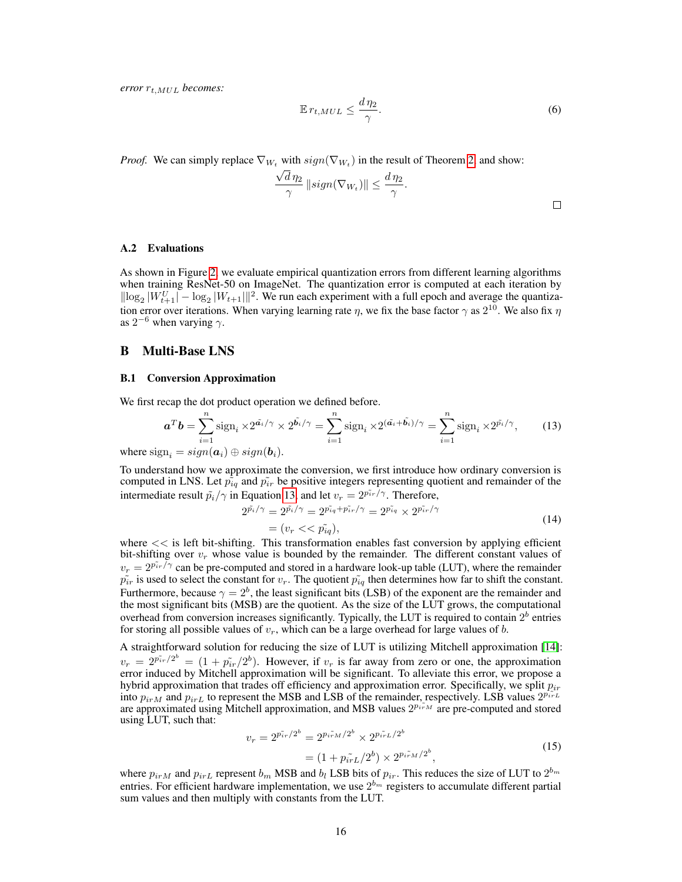*error $r_{t,MUL}$ becomes:*

$$\mathbb{E}\, r_{t,MUL} \leq \frac{d\,\eta_2}{\gamma}. \tag{6}$$

*Proof.* We can simply replace $\nabla_{W_t}$ with $sign(\nabla_{W_t})$ in the result of Theorem 2, and show:

$$\frac{\sqrt{d}\,\eta_2}{\gamma}\,\|sign(\nabla_{W_t})\| \leq \frac{d\,\eta_2}{\gamma}.$$

□

### A.2 Evaluations

As shown in Figure 2, we evaluate empirical quantization errors from different learning algorithms when training ResNet-50 on ImageNet. The quantization error is computed at each iteration by $\|\log_2 |W_{t+1}^U| - \log_2 |W_{t+1}|\|^2$. We run each experiment with a full epoch and average the quantization error over iterations. When varying learning rate $\eta$, we fix the base factor $\gamma$ as $2^{10}$. We also fix $\eta$ as $2^{-6}$ when varying $\gamma$.

## B Multi-Base LNS

### B.1 Conversion Approximation

We first recap the dot product operation we defined before.

$$\boldsymbol{a}^T\boldsymbol{b} = \sum_{i=1}^{n} \text{sign}_i \times 2^{\tilde{\boldsymbol{a}_i}/\gamma} \times 2^{\tilde{\boldsymbol{b}_i}/\gamma} = \sum_{i=1}^{n} \text{sign}_i \times 2^{(\tilde{\boldsymbol{a}_i}+\tilde{\boldsymbol{b}_i})/\gamma} = \sum_{i=1}^{n} \text{sign}_i \times 2^{\tilde{p_i}/\gamma}, \tag{13}$$

where $\text{sign}_i = sign(\boldsymbol{a}_i) \oplus sign(\boldsymbol{b}_i)$.

To understand how we approximate the conversion, we first introduce how ordinary conversion is computed in LNS. Let $\tilde{p_{iq}}$ and $\tilde{p_{ir}}$ be positive integers representing quotient and remainder of the intermediate result $\tilde{p_i}/\gamma$ in Equation 13, and let $v_r = 2^{\tilde{p_{ir}}/\gamma}$. Therefore,

$$\begin{aligned} 2^{\tilde{p_i}/\gamma} &= 2^{\tilde{p_i}/\gamma} = 2^{\tilde{p_{iq}}+\tilde{p_{ir}}/\gamma} = 2^{\tilde{p_{iq}}} \times 2^{\tilde{p_{ir}}/\gamma} \\ &= (v_r << \tilde{p_{iq}}), \end{aligned} \tag{14}$$

where $<<$ is left bit-shifting. This transformation enables fast conversion by applying efficient bit-shifting over $v_r$ whose value is bounded by the remainder. The different constant values of $v_r = 2^{\tilde{p_{ir}}/\gamma}$ can be pre-computed and stored in a hardware look-up table (LUT), where the remainder $\tilde{p_{ir}}$ is used to select the constant for $v_r$. The quotient $\tilde{p_{iq}}$ then determines how far to shift the constant. Furthermore, because $\gamma = 2^b$, the least significant bits (LSB) of the exponent are the remainder and the most significant bits (MSB) are the quotient. As the size of the LUT grows, the computational overhead from conversion increases significantly. Typically, the LUT is required to contain $2^b$ entries for storing all possible values of $v_r$, which can be a large overhead for large values of $b$.

A straightforward solution for reducing the size of LUT is utilizing Mitchell approximation [14]: $v_r = 2^{\tilde{p_{ir}}/2^b} = (1 + \tilde{p_{ir}}/2^b)$. However, if $v_r$ is far away from zero or one, the approximation error induced by Mitchell approximation will be significant. To alleviate this error, we propose a hybrid approximation that trades off efficiency and approximation error. Specifically, we split $p_{ir}$ into $p_{irM}$ and $p_{irL}$ to represent the MSB and LSB of the remainder, respectively. LSB values $2^{\tilde{p_{irL}}}$ are approximated using Mitchell approximation, and MSB values $2^{\tilde{p_{irM}}}$ are pre-computed and stored using LUT, such that:

$$\begin{aligned} v_r = 2^{\tilde{p_{ir}}/2^b} &= 2^{\tilde{p_{irM}}/2^b} \times 2^{\tilde{p_{irL}}/2^b} \\ &= (1 + \tilde{p_{irL}}/2^b) \times 2^{\tilde{p_{irM}}/2^b}, \end{aligned} \tag{15}$$

where $p_{irM}$ and $p_{irL}$ represent $b_m$ MSB and $b_l$ LSB bits of $p_{ir}$. This reduces the size of LUT to $2^{b_m}$ entries. For efficient hardware implementation, we use $2^{b_m}$ registers to accumulate different partial sum values and then multiply with constants from the LUT.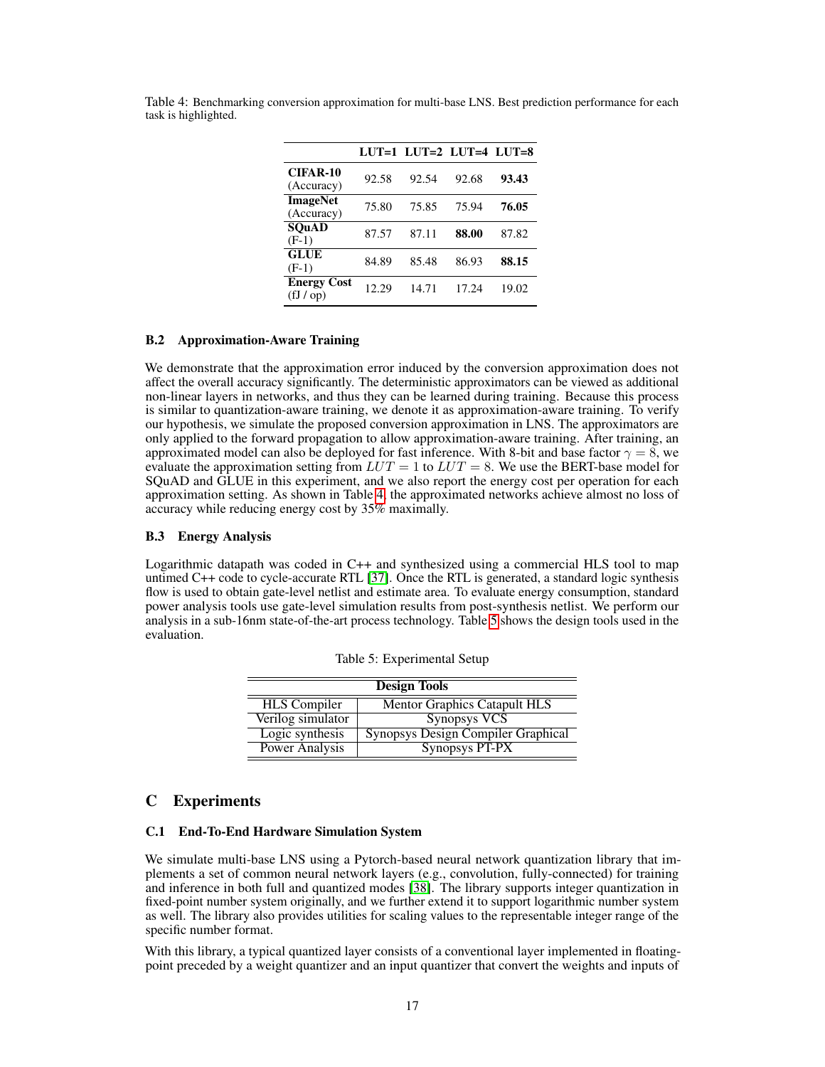Table 4: Benchmarking conversion approximation for multi-base LNS. Best prediction performance for each task is highlighted.

| | LUT=1 | LUT=2 | LUT=4 | LUT=8 |
|---|---|---|---|---|
| **CIFAR-10** (Accuracy) | 92.58 | 92.54 | 92.68 | **93.43** |
| **ImageNet** (Accuracy) | 75.80 | 75.85 | 75.94 | **76.05** |
| **SQuAD** (F-1) | 87.57 | 87.11 | **88.00** | 87.82 |
| **GLUE** (F-1) | 84.89 | 85.48 | 86.93 | **88.15** |
| **Energy Cost** (fJ / op) | 12.29 | 14.71 | 17.24 | 19.02 |

### B.2 Approximation-Aware Training

We demonstrate that the approximation error induced by the conversion approximation does not affect the overall accuracy significantly. The deterministic approximators can be viewed as additional non-linear layers in networks, and thus they can be learned during training. Because this process is similar to quantization-aware training, we denote it as approximation-aware training. To verify our hypothesis, we simulate the proposed conversion approximation in LNS. The approximators are only applied to the forward propagation to allow approximation-aware training. After training, an approximated model can also be deployed for fast inference. With 8-bit and base factor $\gamma = 8$, we evaluate the approximation setting from $LUT = 1$ to $LUT = 8$. We use the BERT-base model for SQuAD and GLUE in this experiment, and we also report the energy cost per operation for each approximation setting. As shown in Table 4, the approximated networks achieve almost no loss of accuracy while reducing energy cost by 35% maximally.

### B.3 Energy Analysis

Logarithmic datapath was coded in C++ and synthesized using a commercial HLS tool to map untimed C++ code to cycle-accurate RTL [37]. Once the RTL is generated, a standard logic synthesis flow is used to obtain gate-level netlist and estimate area. To evaluate energy consumption, standard power analysis tools use gate-level simulation results from post-synthesis netlist. We perform our analysis in a sub-16nm state-of-the-art process technology. Table 5 shows the design tools used in the evaluation.

Table 5: Experimental Setup

| Design Tools | |
|---|---|
| HLS Compiler | Mentor Graphics Catapult HLS |
| Verilog simulator | Synopsys VCS |
| Logic synthesis | Synopsys Design Compiler Graphical |
| Power Analysis | Synopsys PT-PX |

## C Experiments

### C.1 End-To-End Hardware Simulation System

We simulate multi-base LNS using a Pytorch-based neural network quantization library that implements a set of common neural network layers (e.g., convolution, fully-connected) for training and inference in both full and quantized modes [38]. The library supports integer quantization in fixed-point number system originally, and we further extend it to support logarithmic number system as well. The library also provides utilities for scaling values to the representable integer range of the specific number format.

With this library, a typical quantized layer consists of a conventional layer implemented in floating-point preceded by a weight quantizer and an input quantizer that convert the weights and inputs of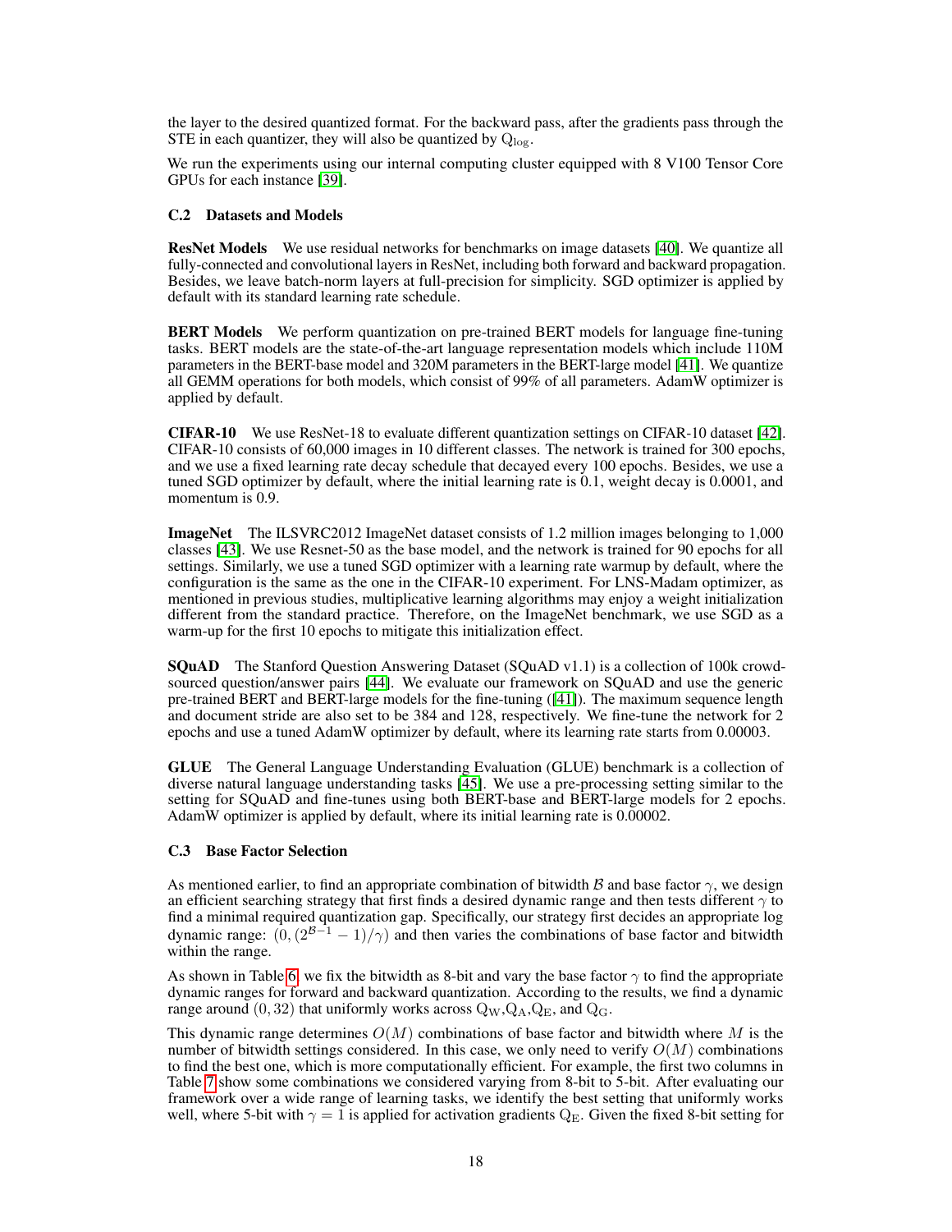the layer to the desired quantized format. For the backward pass, after the gradients pass through the STE in each quantizer, they will also be quantized by $\mathrm{Q}_{\log}$.

We run the experiments using our internal computing cluster equipped with 8 V100 Tensor Core GPUs for each instance [39].

### C.2 Datasets and Models

**ResNet Models** We use residual networks for benchmarks on image datasets [40]. We quantize all fully-connected and convolutional layers in ResNet, including both forward and backward propagation. Besides, we leave batch-norm layers at full-precision for simplicity. SGD optimizer is applied by default with its standard learning rate schedule.

**BERT Models** We perform quantization on pre-trained BERT models for language fine-tuning tasks. BERT models are the state-of-the-art language representation models which include 110M parameters in the BERT-base model and 320M parameters in the BERT-large model [41]. We quantize all GEMM operations for both models, which consist of 99% of all parameters. AdamW optimizer is applied by default.

**CIFAR-10** We use ResNet-18 to evaluate different quantization settings on CIFAR-10 dataset [42]. CIFAR-10 consists of 60,000 images in 10 different classes. The network is trained for 300 epochs, and we use a fixed learning rate decay schedule that decayed every 100 epochs. Besides, we use a tuned SGD optimizer by default, where the initial learning rate is 0.1, weight decay is 0.0001, and momentum is 0.9.

**ImageNet** The ILSVRC2012 ImageNet dataset consists of 1.2 million images belonging to 1,000 classes [43]. We use Resnet-50 as the base model, and the network is trained for 90 epochs for all settings. Similarly, we use a tuned SGD optimizer with a learning rate warmup by default, where the configuration is the same as the one in the CIFAR-10 experiment. For LNS-Madam optimizer, as mentioned in previous studies, multiplicative learning algorithms may enjoy a weight initialization different from the standard practice. Therefore, on the ImageNet benchmark, we use SGD as a warm-up for the first 10 epochs to mitigate this initialization effect.

**SQuAD** The Stanford Question Answering Dataset (SQuAD v1.1) is a collection of 100k crowd-sourced question/answer pairs [44]. We evaluate our framework on SQuAD and use the generic pre-trained BERT and BERT-large models for the fine-tuning ([41]). The maximum sequence length and document stride are also set to be 384 and 128, respectively. We fine-tune the network for 2 epochs and use a tuned AdamW optimizer by default, where its learning rate starts from 0.00003.

**GLUE** The General Language Understanding Evaluation (GLUE) benchmark is a collection of diverse natural language understanding tasks [45]. We use a pre-processing setting similar to the setting for SQuAD and fine-tunes using both BERT-base and BERT-large models for 2 epochs. AdamW optimizer is applied by default, where its initial learning rate is 0.00002.

### C.3 Base Factor Selection

As mentioned earlier, to find an appropriate combination of bitwidth $\mathcal{B}$ and base factor $\gamma$, we design an efficient searching strategy that first finds a desired dynamic range and then tests different $\gamma$ to find a minimal required quantization gap. Specifically, our strategy first decides an appropriate log dynamic range: $(0, (2^{\mathcal{B}-1} - 1)/\gamma)$ and then varies the combinations of base factor and bitwidth within the range.

As shown in Table 6, we fix the bitwidth as 8-bit and vary the base factor $\gamma$ to find the appropriate dynamic ranges for forward and backward quantization. According to the results, we find a dynamic range around $(0, 32)$ that uniformly works across $\mathrm{Q_W}$,$\mathrm{Q_A}$,$\mathrm{Q_E}$, and $\mathrm{Q_G}$.

This dynamic range determines $O(M)$ combinations of base factor and bitwidth where $M$ is the number of bitwidth settings considered. In this case, we only need to verify $O(M)$ combinations to find the best one, which is more computationally efficient. For example, the first two columns in Table 7 show some combinations we considered varying from 8-bit to 5-bit. After evaluating our framework over a wide range of learning tasks, we identify the best setting that uniformly works well, where 5-bit with $\gamma = 1$ is applied for activation gradients $\mathrm{Q_E}$. Given the fixed 8-bit setting for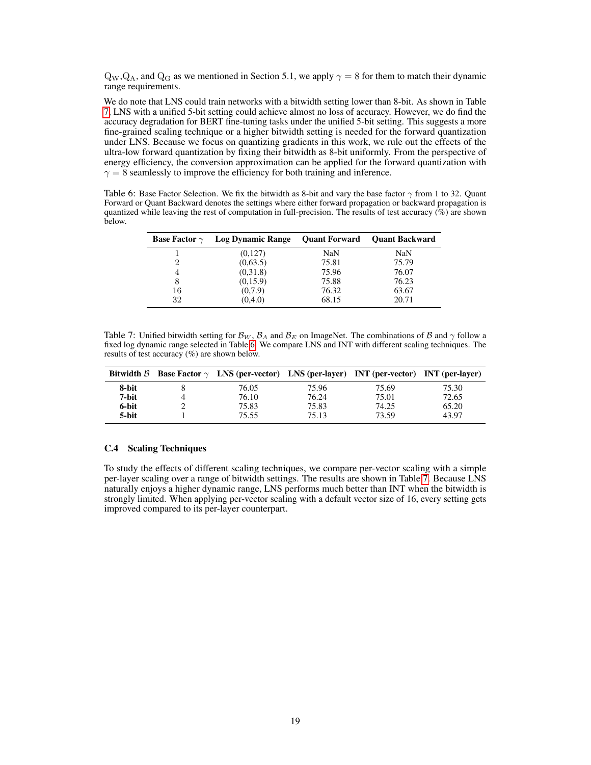$\mathrm{Q_W}$,$\mathrm{Q_A}$, and $\mathrm{Q_G}$ as we mentioned in Section 5.1, we apply $\gamma = 8$ for them to match their dynamic range requirements.

We do note that LNS could train networks with a bitwidth setting lower than 8-bit. As shown in Table 7, LNS with a unified 5-bit setting could achieve almost no loss of accuracy. However, we do find the accuracy degradation for BERT fine-tuning tasks under the unified 5-bit setting. This suggests a more fine-grained scaling technique or a higher bitwidth setting is needed for the forward quantization under LNS. Because we focus on quantizing gradients in this work, we rule out the effects of the ultra-low forward quantization by fixing their bitwidth as 8-bit uniformly. From the perspective of energy efficiency, the conversion approximation can be applied for the forward quantization with $\gamma = 8$ seamlessly to improve the efficiency for both training and inference.

Table 6: Base Factor Selection. We fix the bitwidth as 8-bit and vary the base factor $\gamma$ from 1 to 32. Quant Forward or Quant Backward denotes the settings where either forward propagation or backward propagation is quantized while leaving the rest of computation in full-precision. The results of test accuracy (%) are shown below.

| Base Factor $\gamma$ | Log Dynamic Range | Quant Forward | Quant Backward |
|---|---|---|---|
| 1 | (0,127) | NaN | NaN |
| 2 | (0,63.5) | 75.81 | 75.79 |
| 4 | (0,31.8) | 75.96 | 76.07 |
| 8 | (0,15.9) | 75.88 | 76.23 |
| 16 | (0,7.9) | 76.32 | 63.67 |
| 32 | (0,4.0) | 68.15 | 20.71 |

Table 7: Unified bitwidth setting for $\mathcal{B}_W$, $\mathcal{B}_A$ and $\mathcal{B}_E$ on ImageNet. The combinations of $\mathcal{B}$ and $\gamma$ follow a fixed log dynamic range selected in Table 6. We compare LNS and INT with different scaling techniques. The results of test accuracy (%) are shown below.

| Bitwidth $\mathcal{B}$ | Base Factor $\gamma$ | LNS (per-vector) | LNS (per-layer) | INT (per-vector) | INT (per-layer) |
|---|---|---|---|---|---|
| **8-bit** | 8 | 76.05 | 75.96 | 75.69 | 75.30 |
| **7-bit** | 4 | 76.10 | 76.24 | 75.01 | 72.65 |
| **6-bit** | 2 | 75.83 | 75.83 | 74.25 | 65.20 |
| **5-bit** | 1 | 75.55 | 75.13 | 73.59 | 43.97 |

### C.4 Scaling Techniques

To study the effects of different scaling techniques, we compare per-vector scaling with a simple per-layer scaling over a range of bitwidth settings. The results are shown in Table 7. Because LNS naturally enjoys a higher dynamic range, LNS performs much better than INT when the bitwidth is strongly limited. When applying per-vector scaling with a default vector size of 16, every setting gets improved compared to its per-layer counterpart.